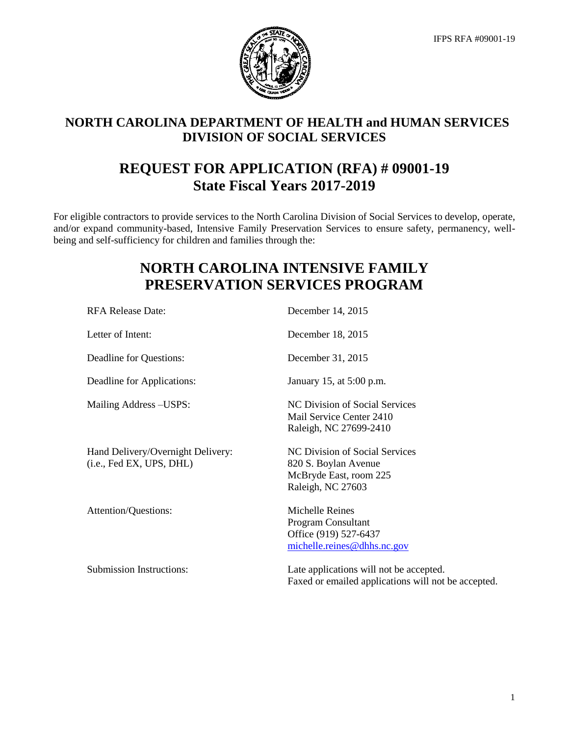IFPS RFA #09001-19

# NORTH CAROLINA DEPARTMENT OF HEALTH and HUMAN SERVICES
# DIVISION OF SOCIAL SERVICES

## REQUEST FOR APPLICATION (RFA) # 09001-19
## State Fiscal Years 2017-2019

For eligible contractors to provide services to the North Carolina Division of Social Services to develop, operate, and/or expand community-based, Intensive Family Preservation Services to ensure safety, permanency, well-being and self-sufficiency for children and families through the:

## NORTH CAROLINA INTENSIVE FAMILY PRESERVATION SERVICES PROGRAM

| | |
|---|---|
| RFA Release Date: | December 14, 2015 |
| Letter of Intent: | December 18, 2015 |
| Deadline for Questions: | December 31, 2015 |
| Deadline for Applications: | January 15, at 5:00 p.m. |
| Mailing Address –USPS: | NC Division of Social Services<br>Mail Service Center 2410<br>Raleigh, NC 27699-2410 |
| Hand Delivery/Overnight Delivery:<br>(i.e., Fed EX, UPS, DHL) | NC Division of Social Services<br>820 S. Boylan Avenue<br>McBryde East, room 225<br>Raleigh, NC 27603 |
| Attention/Questions: | Michelle Reines<br>Program Consultant<br>Office (919) 527-6437<br>michelle.reines@dhhs.nc.gov |
| Submission Instructions: | Late applications will not be accepted.<br>Faxed or emailed applications will not be accepted. |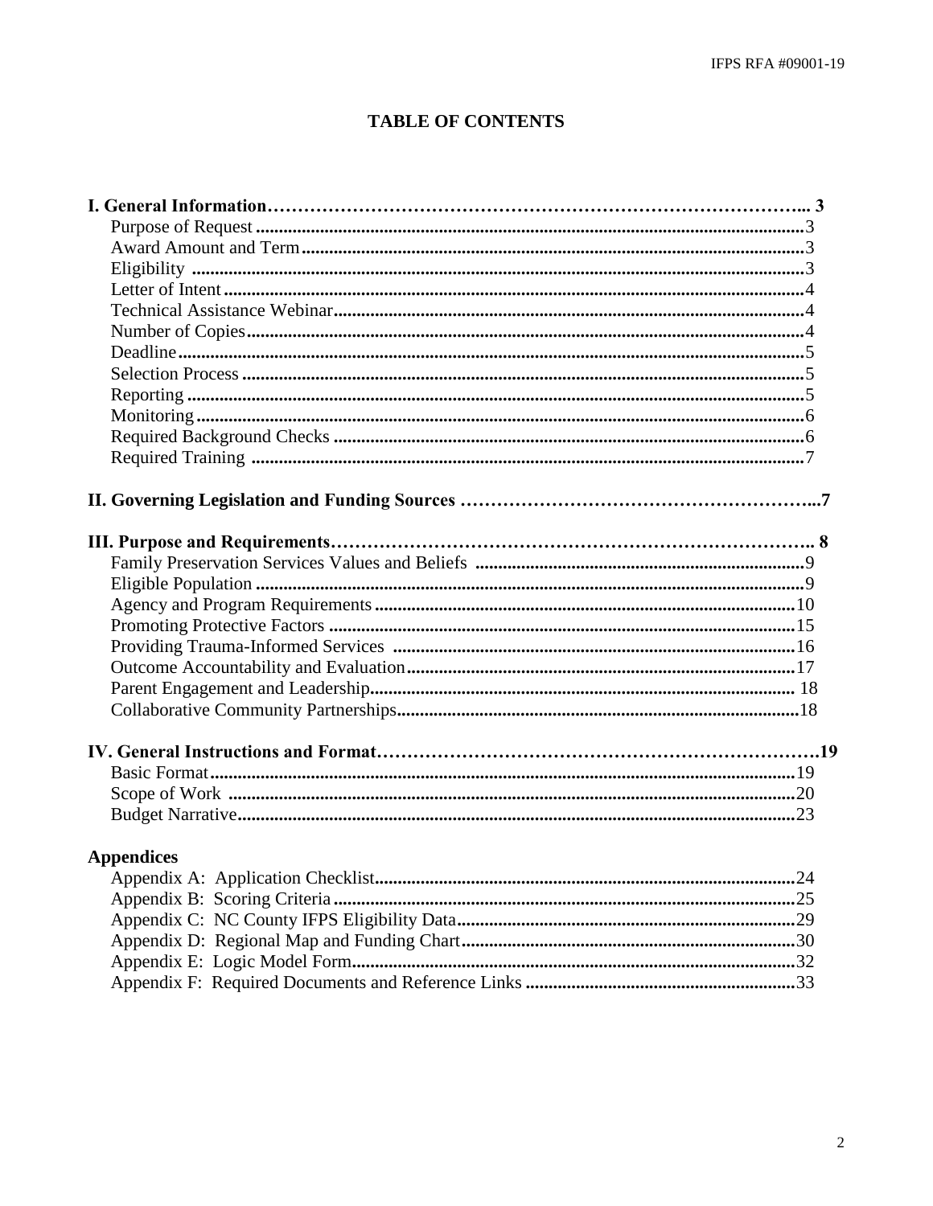# TABLE OF CONTENTS

**I. General Information……………………………………………………………………... 3**

- Purpose of Request ........................................................................................................3
- Award Amount and Term ...............................................................................................3
- Eligibility .......................................................................................................................3
- Letter of Intent ...............................................................................................................4
- Technical Assistance Webinar........................................................................................4
- Number of Copies...........................................................................................................4
- Deadline .........................................................................................................................5
- Selection Process ............................................................................................................5
- Reporting ........................................................................................................................5
- Monitoring......................................................................................................................6
- Required Background Checks ........................................................................................6
- Required Training ..........................................................................................................7

**II. Governing Legislation and Funding Sources …………………………………………………...7**

**III. Purpose and Requirements………………………………………………………………….. 8**

- Family Preservation Services Values and Beliefs ........................................................9
- Eligible Population .........................................................................................................9
- Agency and Program Requirements ..............................................................................10
- Promoting Protective Factors ........................................................................................15
- Providing Trauma-Informed Services ..........................................................................16
- Outcome Accountability and Evaluation.......................................................................17
- Parent Engagement and Leadership.............................................................................. 18
- Collaborative Community Partnerships.........................................................................18

**IV. General Instructions and Format……………………………………………………………….19**

- Basic Format..................................................................................................................19
- Scope of Work ..............................................................................................................20
- Budget Narrative............................................................................................................23

**Appendices**

- Appendix A: Application Checklist..............................................................................24
- Appendix B: Scoring Criteria .......................................................................................25
- Appendix C: NC County IFPS Eligibility Data.............................................................29
- Appendix D: Regional Map and Funding Chart............................................................30
- Appendix E: Logic Model Form...................................................................................32
- Appendix F: Required Documents and Reference Links .............................................33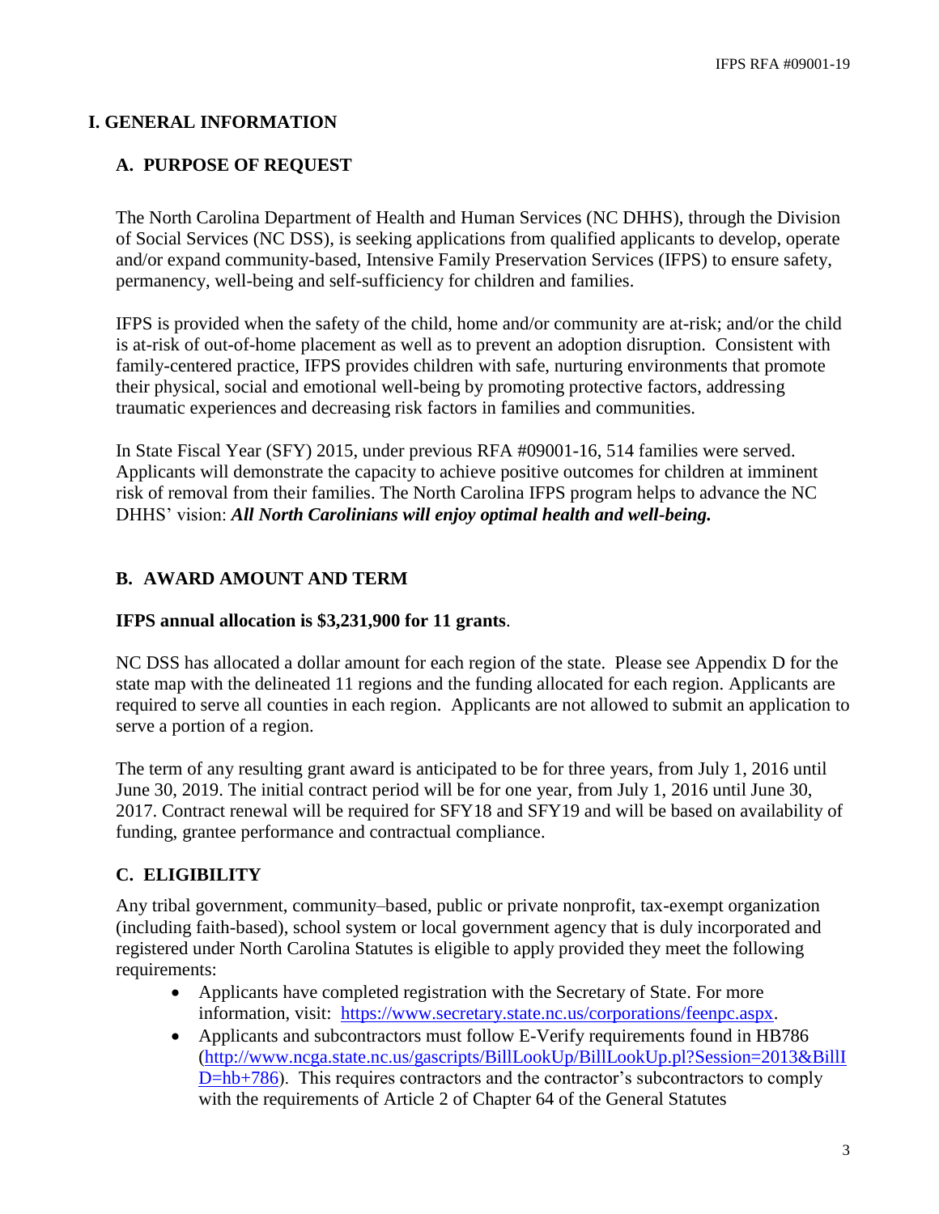# I. GENERAL INFORMATION

## A. PURPOSE OF REQUEST

The North Carolina Department of Health and Human Services (NC DHHS), through the Division of Social Services (NC DSS), is seeking applications from qualified applicants to develop, operate and/or expand community-based, Intensive Family Preservation Services (IFPS) to ensure safety, permanency, well-being and self-sufficiency for children and families.

IFPS is provided when the safety of the child, home and/or community are at-risk; and/or the child is at-risk of out-of-home placement as well as to prevent an adoption disruption. Consistent with family-centered practice, IFPS provides children with safe, nurturing environments that promote their physical, social and emotional well-being by promoting protective factors, addressing traumatic experiences and decreasing risk factors in families and communities.

In State Fiscal Year (SFY) 2015, under previous RFA #09001-16, 514 families were served. Applicants will demonstrate the capacity to achieve positive outcomes for children at imminent risk of removal from their families. The North Carolina IFPS program helps to advance the NC DHHS' vision: ***All North Carolinians will enjoy optimal health and well-being.***

## B. AWARD AMOUNT AND TERM

**IFPS annual allocation is $3,231,900 for 11 grants**.

NC DSS has allocated a dollar amount for each region of the state. Please see Appendix D for the state map with the delineated 11 regions and the funding allocated for each region. Applicants are required to serve all counties in each region. Applicants are not allowed to submit an application to serve a portion of a region.

The term of any resulting grant award is anticipated to be for three years, from July 1, 2016 until June 30, 2019. The initial contract period will be for one year, from July 1, 2016 until June 30, 2017. Contract renewal will be required for SFY18 and SFY19 and will be based on availability of funding, grantee performance and contractual compliance.

## C. ELIGIBILITY

Any tribal government, community–based, public or private nonprofit, tax-exempt organization (including faith-based), school system or local government agency that is duly incorporated and registered under North Carolina Statutes is eligible to apply provided they meet the following requirements:

- Applicants have completed registration with the Secretary of State. For more information, visit: https://www.secretary.state.nc.us/corporations/feenpc.aspx.
- Applicants and subcontractors must follow E-Verify requirements found in HB786 (http://www.ncga.state.nc.us/gascripts/BillLookUp/BillLookUp.pl?Session=2013&BillID=hb+786). This requires contractors and the contractor's subcontractors to comply with the requirements of Article 2 of Chapter 64 of the General Statutes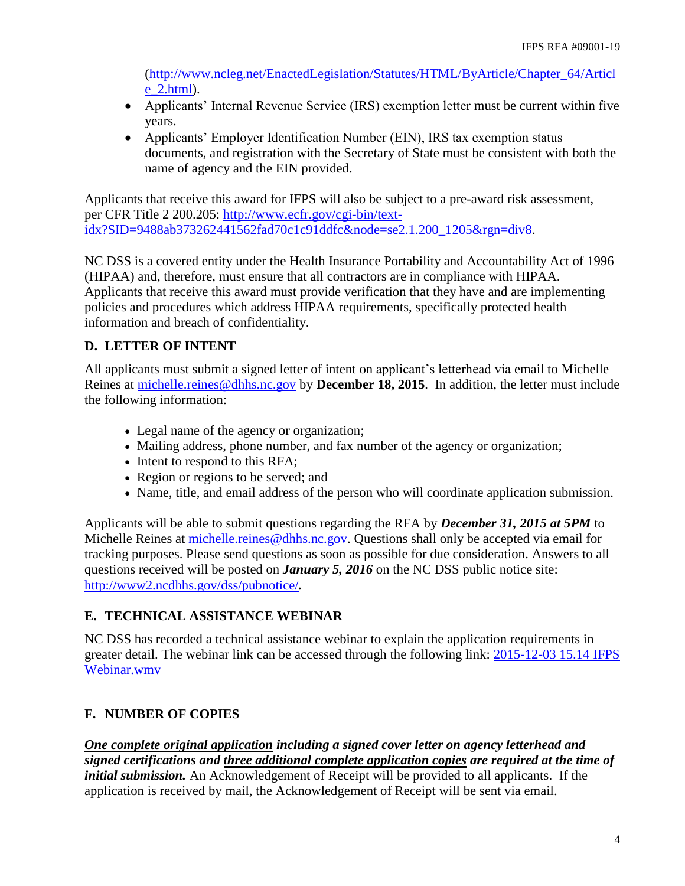(http://www.ncleg.net/EnactedLegislation/Statutes/HTML/ByArticle/Chapter_64/Article_2.html).

- Applicants' Internal Revenue Service (IRS) exemption letter must be current within five years.
- Applicants' Employer Identification Number (EIN), IRS tax exemption status documents, and registration with the Secretary of State must be consistent with both the name of agency and the EIN provided.

Applicants that receive this award for IFPS will also be subject to a pre-award risk assessment, per CFR Title 2 200.205: http://www.ecfr.gov/cgi-bin/text-idx?SID=9488ab373262441562fad70c1c91ddfc&node=se2.1.200_1205&rgn=div8.

NC DSS is a covered entity under the Health Insurance Portability and Accountability Act of 1996 (HIPAA) and, therefore, must ensure that all contractors are in compliance with HIPAA. Applicants that receive this award must provide verification that they have and are implementing policies and procedures which address HIPAA requirements, specifically protected health information and breach of confidentiality.

## D. LETTER OF INTENT

All applicants must submit a signed letter of intent on applicant's letterhead via email to Michelle Reines at michelle.reines@dhhs.nc.gov by **December 18, 2015**. In addition, the letter must include the following information:

- Legal name of the agency or organization;
- Mailing address, phone number, and fax number of the agency or organization;
- Intent to respond to this RFA;
- Region or regions to be served; and
- Name, title, and email address of the person who will coordinate application submission.

Applicants will be able to submit questions regarding the RFA by ***December 31, 2015 at 5PM*** to Michelle Reines at michelle.reines@dhhs.nc.gov. Questions shall only be accepted via email for tracking purposes. Please send questions as soon as possible for due consideration. Answers to all questions received will be posted on ***January 5, 2016*** on the NC DSS public notice site: http://www2.ncdhhs.gov/dss/pubnotice/**.**

## E. TECHNICAL ASSISTANCE WEBINAR

NC DSS has recorded a technical assistance webinar to explain the application requirements in greater detail. The webinar link can be accessed through the following link: 2015-12-03 15.14 IFPS Webinar.wmv

## F. NUMBER OF COPIES

***One complete original application including a signed cover letter on agency letterhead and signed certifications and three additional complete application copies are required at the time of initial submission.*** An Acknowledgement of Receipt will be provided to all applicants. If the application is received by mail, the Acknowledgement of Receipt will be sent via email.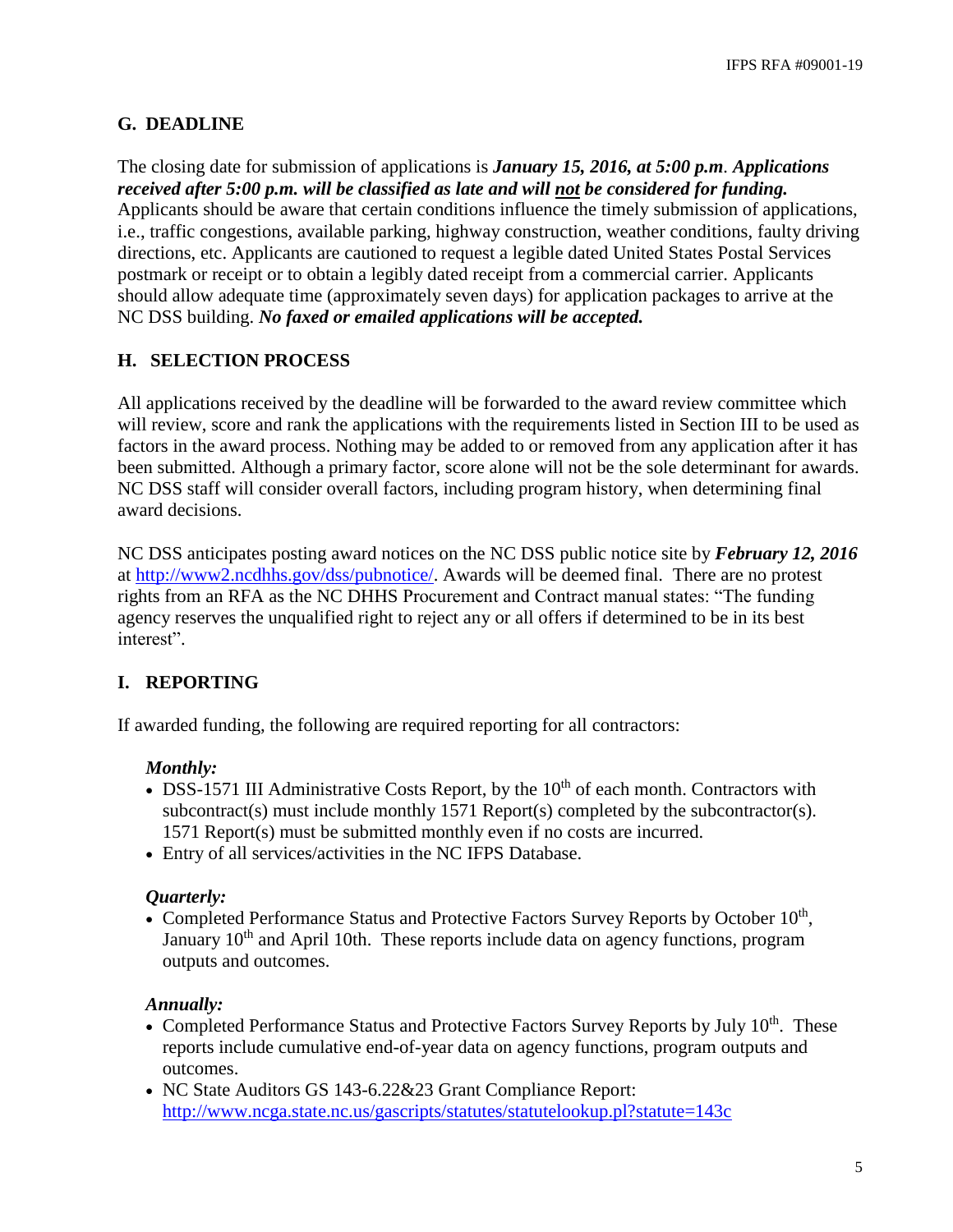## G. DEADLINE

The closing date for submission of applications is ***January 15, 2016, at 5:00 p.m***. ***Applications received after 5:00 p.m. will be classified as late and will not be considered for funding.*** Applicants should be aware that certain conditions influence the timely submission of applications, i.e., traffic congestions, available parking, highway construction, weather conditions, faulty driving directions, etc. Applicants are cautioned to request a legible dated United States Postal Services postmark or receipt or to obtain a legibly dated receipt from a commercial carrier. Applicants should allow adequate time (approximately seven days) for application packages to arrive at the NC DSS building. ***No faxed or emailed applications will be accepted.***

## H. SELECTION PROCESS

All applications received by the deadline will be forwarded to the award review committee which will review, score and rank the applications with the requirements listed in Section III to be used as factors in the award process. Nothing may be added to or removed from any application after it has been submitted. Although a primary factor, score alone will not be the sole determinant for awards. NC DSS staff will consider overall factors, including program history, when determining final award decisions.

NC DSS anticipates posting award notices on the NC DSS public notice site by ***February 12, 2016*** at http://www2.ncdhhs.gov/dss/pubnotice/. Awards will be deemed final. There are no protest rights from an RFA as the NC DHHS Procurement and Contract manual states: "The funding agency reserves the unqualified right to reject any or all offers if determined to be in its best interest".

## I. REPORTING

If awarded funding, the following are required reporting for all contractors:

***Monthly:***

- DSS-1571 III Administrative Costs Report, by the 10th of each month. Contractors with subcontract(s) must include monthly 1571 Report(s) completed by the subcontractor(s). 1571 Report(s) must be submitted monthly even if no costs are incurred.
- Entry of all services/activities in the NC IFPS Database.

***Quarterly:***

- Completed Performance Status and Protective Factors Survey Reports by October 10th, January 10th and April 10th. These reports include data on agency functions, program outputs and outcomes.

***Annually:***

- Completed Performance Status and Protective Factors Survey Reports by July 10th. These reports include cumulative end-of-year data on agency functions, program outputs and outcomes.
- NC State Auditors GS 143-6.22&23 Grant Compliance Report: http://www.ncga.state.nc.us/gascripts/statutes/statutelookup.pl?statute=143c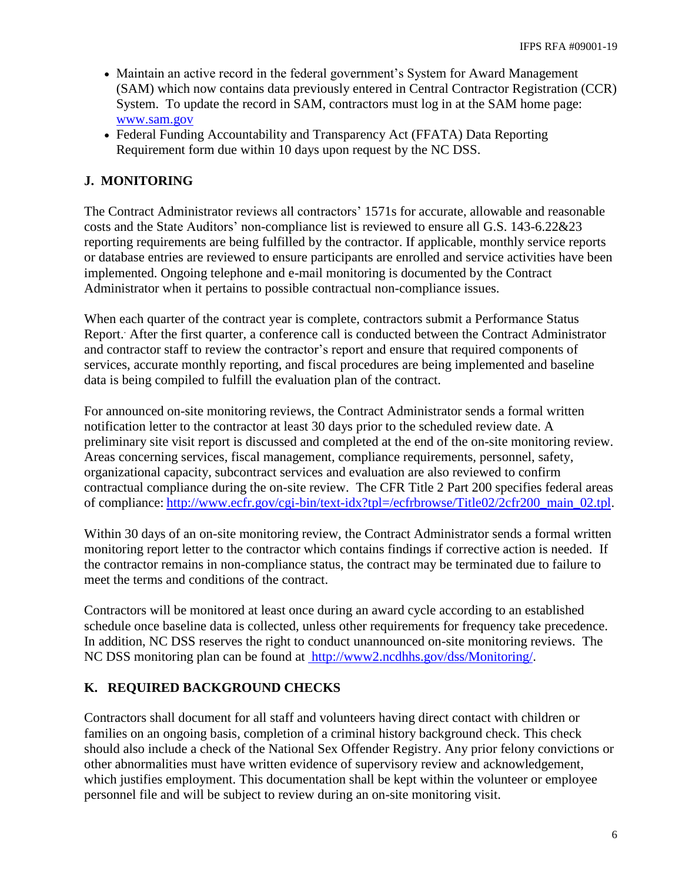- Maintain an active record in the federal government's System for Award Management (SAM) which now contains data previously entered in Central Contractor Registration (CCR) System. To update the record in SAM, contractors must log in at the SAM home page: [www.sam.gov](www.sam.gov)
- Federal Funding Accountability and Transparency Act (FFATA) Data Reporting Requirement form due within 10 days upon request by the NC DSS.

## J. MONITORING

The Contract Administrator reviews all contractors' 1571s for accurate, allowable and reasonable costs and the State Auditors' non-compliance list is reviewed to ensure all G.S. 143-6.22&23 reporting requirements are being fulfilled by the contractor. If applicable, monthly service reports or database entries are reviewed to ensure participants are enrolled and service activities have been implemented. Ongoing telephone and e-mail monitoring is documented by the Contract Administrator when it pertains to possible contractual non-compliance issues.

When each quarter of the contract year is complete, contractors submit a Performance Status Report. After the first quarter, a conference call is conducted between the Contract Administrator and contractor staff to review the contractor's report and ensure that required components of services, accurate monthly reporting, and fiscal procedures are being implemented and baseline data is being compiled to fulfill the evaluation plan of the contract.

For announced on-site monitoring reviews, the Contract Administrator sends a formal written notification letter to the contractor at least 30 days prior to the scheduled review date. A preliminary site visit report is discussed and completed at the end of the on-site monitoring review. Areas concerning services, fiscal management, compliance requirements, personnel, safety, organizational capacity, subcontract services and evaluation are also reviewed to confirm contractual compliance during the on-site review. The CFR Title 2 Part 200 specifies federal areas of compliance: [http://www.ecfr.gov/cgi-bin/text-idx?tpl=/ecfrbrowse/Title02/2cfr200_main_02.tpl](http://www.ecfr.gov/cgi-bin/text-idx?tpl=/ecfrbrowse/Title02/2cfr200_main_02.tpl).

Within 30 days of an on-site monitoring review, the Contract Administrator sends a formal written monitoring report letter to the contractor which contains findings if corrective action is needed. If the contractor remains in non-compliance status, the contract may be terminated due to failure to meet the terms and conditions of the contract.

Contractors will be monitored at least once during an award cycle according to an established schedule once baseline data is collected, unless other requirements for frequency take precedence. In addition, NC DSS reserves the right to conduct unannounced on-site monitoring reviews. The NC DSS monitoring plan can be found at [http://www2.ncdhhs.gov/dss/Monitoring/](http://www2.ncdhhs.gov/dss/Monitoring/).

## K. REQUIRED BACKGROUND CHECKS

Contractors shall document for all staff and volunteers having direct contact with children or families on an ongoing basis, completion of a criminal history background check. This check should also include a check of the National Sex Offender Registry. Any prior felony convictions or other abnormalities must have written evidence of supervisory review and acknowledgement, which justifies employment. This documentation shall be kept within the volunteer or employee personnel file and will be subject to review during an on-site monitoring visit.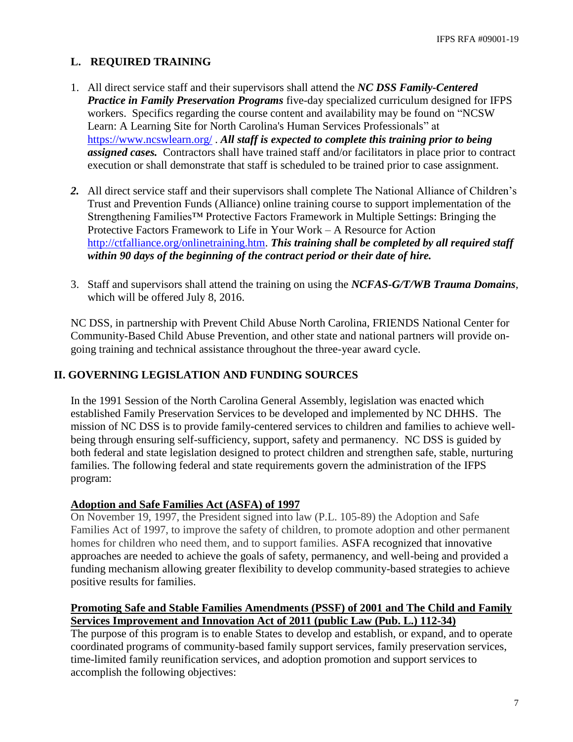## L. REQUIRED TRAINING

1. All direct service staff and their supervisors shall attend the ***NC DSS Family-Centered Practice in Family Preservation Programs*** five-day specialized curriculum designed for IFPS workers. Specifics regarding the course content and availability may be found on "NCSW Learn: A Learning Site for North Carolina's Human Services Professionals" at https://www.ncswlearn.org/ . ***All staff is expected to complete this training prior to being assigned cases.*** Contractors shall have trained staff and/or facilitators in place prior to contract execution or shall demonstrate that staff is scheduled to be trained prior to case assignment.

2. All direct service staff and their supervisors shall complete The National Alliance of Children's Trust and Prevention Funds (Alliance) online training course to support implementation of the Strengthening Families™ Protective Factors Framework in Multiple Settings: Bringing the Protective Factors Framework to Life in Your Work – A Resource for Action http://ctfalliance.org/onlinetraining.htm. ***This training shall be completed by all required staff within 90 days of the beginning of the contract period or their date of hire.***

3. Staff and supervisors shall attend the training on using the ***NCFAS-G/T/WB Trauma Domains***, which will be offered July 8, 2016.

NC DSS, in partnership with Prevent Child Abuse North Carolina, FRIENDS National Center for Community-Based Child Abuse Prevention, and other state and national partners will provide on-going training and technical assistance throughout the three-year award cycle.

# II. GOVERNING LEGISLATION AND FUNDING SOURCES

In the 1991 Session of the North Carolina General Assembly, legislation was enacted which established Family Preservation Services to be developed and implemented by NC DHHS. The mission of NC DSS is to provide family-centered services to children and families to achieve well-being through ensuring self-sufficiency, support, safety and permanency. NC DSS is guided by both federal and state legislation designed to protect children and strengthen safe, stable, nurturing families. The following federal and state requirements govern the administration of the IFPS program:

**Adoption and Safe Families Act (ASFA) of 1997**

On November 19, 1997, the President signed into law (P.L. 105-89) the Adoption and Safe Families Act of 1997, to improve the safety of children, to promote adoption and other permanent homes for children who need them, and to support families. ASFA recognized that innovative approaches are needed to achieve the goals of safety, permanency, and well-being and provided a funding mechanism allowing greater flexibility to develop community-based strategies to achieve positive results for families.

**Promoting Safe and Stable Families Amendments (PSSF) of 2001 and The Child and Family Services Improvement and Innovation Act of 2011 (public Law (Pub. L.) 112-34)**

The purpose of this program is to enable States to develop and establish, or expand, and to operate coordinated programs of community-based family support services, family preservation services, time-limited family reunification services, and adoption promotion and support services to accomplish the following objectives: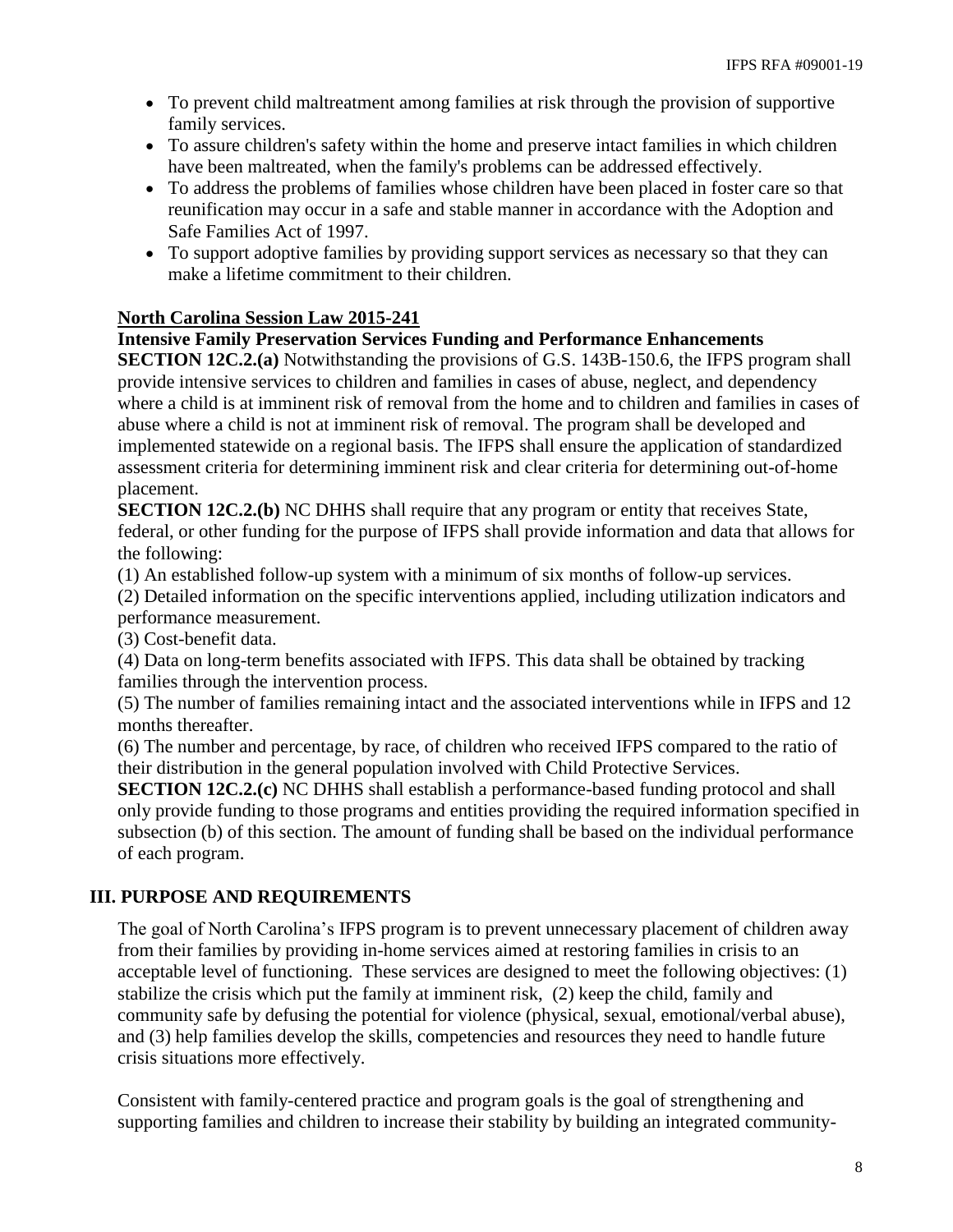- To prevent child maltreatment among families at risk through the provision of supportive family services.
- To assure children's safety within the home and preserve intact families in which children have been maltreated, when the family's problems can be addressed effectively.
- To address the problems of families whose children have been placed in foster care so that reunification may occur in a safe and stable manner in accordance with the Adoption and Safe Families Act of 1997.
- To support adoptive families by providing support services as necessary so that they can make a lifetime commitment to their children.

**North Carolina Session Law 2015-241**

**Intensive Family Preservation Services Funding and Performance Enhancements**

**SECTION 12C.2.(a)** Notwithstanding the provisions of G.S. 143B-150.6, the IFPS program shall provide intensive services to children and families in cases of abuse, neglect, and dependency where a child is at imminent risk of removal from the home and to children and families in cases of abuse where a child is not at imminent risk of removal. The program shall be developed and implemented statewide on a regional basis. The IFPS shall ensure the application of standardized assessment criteria for determining imminent risk and clear criteria for determining out-of-home placement.

**SECTION 12C.2.(b)** NC DHHS shall require that any program or entity that receives State, federal, or other funding for the purpose of IFPS shall provide information and data that allows for the following:

(1) An established follow-up system with a minimum of six months of follow-up services.

(2) Detailed information on the specific interventions applied, including utilization indicators and performance measurement.

(3) Cost-benefit data.

(4) Data on long-term benefits associated with IFPS. This data shall be obtained by tracking families through the intervention process.

(5) The number of families remaining intact and the associated interventions while in IFPS and 12 months thereafter.

(6) The number and percentage, by race, of children who received IFPS compared to the ratio of their distribution in the general population involved with Child Protective Services.

**SECTION 12C.2.(c)** NC DHHS shall establish a performance-based funding protocol and shall only provide funding to those programs and entities providing the required information specified in subsection (b) of this section. The amount of funding shall be based on the individual performance of each program.

## III. PURPOSE AND REQUIREMENTS

The goal of North Carolina's IFPS program is to prevent unnecessary placement of children away from their families by providing in-home services aimed at restoring families in crisis to an acceptable level of functioning. These services are designed to meet the following objectives: (1) stabilize the crisis which put the family at imminent risk, (2) keep the child, family and community safe by defusing the potential for violence (physical, sexual, emotional/verbal abuse), and (3) help families develop the skills, competencies and resources they need to handle future crisis situations more effectively.

Consistent with family-centered practice and program goals is the goal of strengthening and supporting families and children to increase their stability by building an integrated community-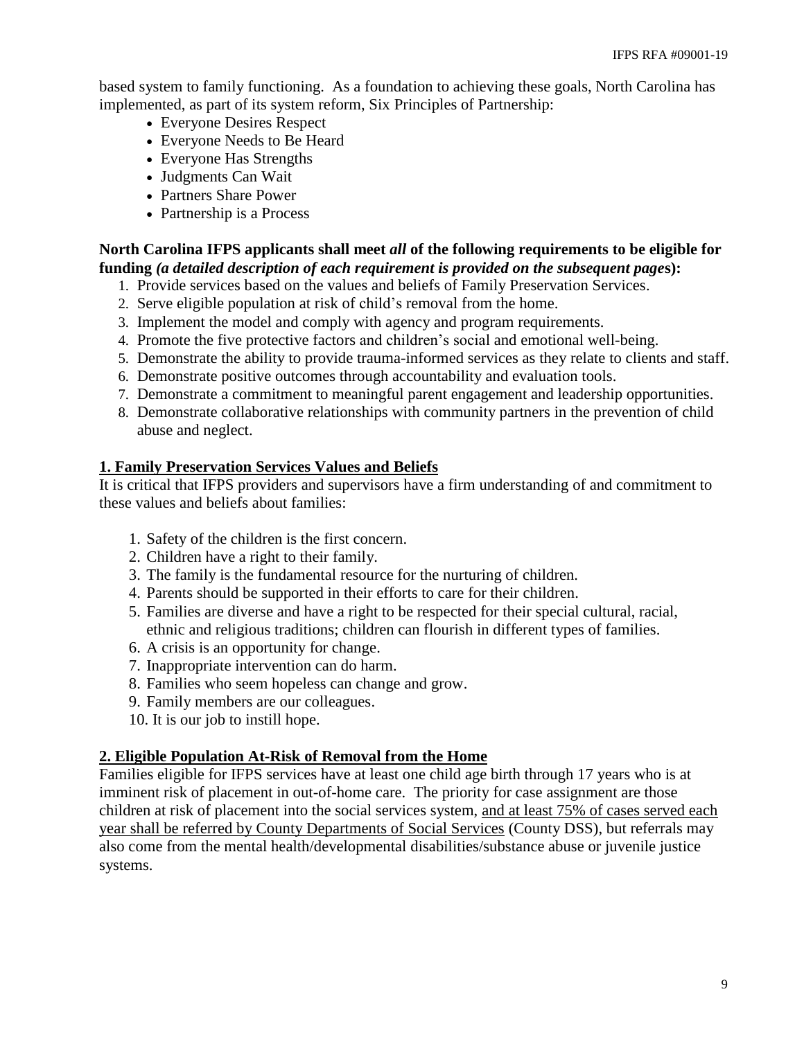based system to family functioning. As a foundation to achieving these goals, North Carolina has implemented, as part of its system reform, Six Principles of Partnership:

- Everyone Desires Respect
- Everyone Needs to Be Heard
- Everyone Has Strengths
- Judgments Can Wait
- Partners Share Power
- Partnership is a Process

**North Carolina IFPS applicants shall meet *all* of the following requirements to be eligible for funding *(a detailed description of each requirement is provided on the subsequent pages)*:**

1. Provide services based on the values and beliefs of Family Preservation Services.
2. Serve eligible population at risk of child's removal from the home.
3. Implement the model and comply with agency and program requirements.
4. Promote the five protective factors and children's social and emotional well-being.
5. Demonstrate the ability to provide trauma-informed services as they relate to clients and staff.
6. Demonstrate positive outcomes through accountability and evaluation tools.
7. Demonstrate a commitment to meaningful parent engagement and leadership opportunities.
8. Demonstrate collaborative relationships with community partners in the prevention of child abuse and neglect.

## 1. Family Preservation Services Values and Beliefs

It is critical that IFPS providers and supervisors have a firm understanding of and commitment to these values and beliefs about families:

1. Safety of the children is the first concern.
2. Children have a right to their family.
3. The family is the fundamental resource for the nurturing of children.
4. Parents should be supported in their efforts to care for their children.
5. Families are diverse and have a right to be respected for their special cultural, racial, ethnic and religious traditions; children can flourish in different types of families.
6. A crisis is an opportunity for change.
7. Inappropriate intervention can do harm.
8. Families who seem hopeless can change and grow.
9. Family members are our colleagues.
10. It is our job to instill hope.

## 2. Eligible Population At-Risk of Removal from the Home

Families eligible for IFPS services have at least one child age birth through 17 years who is at imminent risk of placement in out-of-home care. The priority for case assignment are those children at risk of placement into the social services system, and at least 75% of cases served each year shall be referred by County Departments of Social Services (County DSS), but referrals may also come from the mental health/developmental disabilities/substance abuse or juvenile justice systems.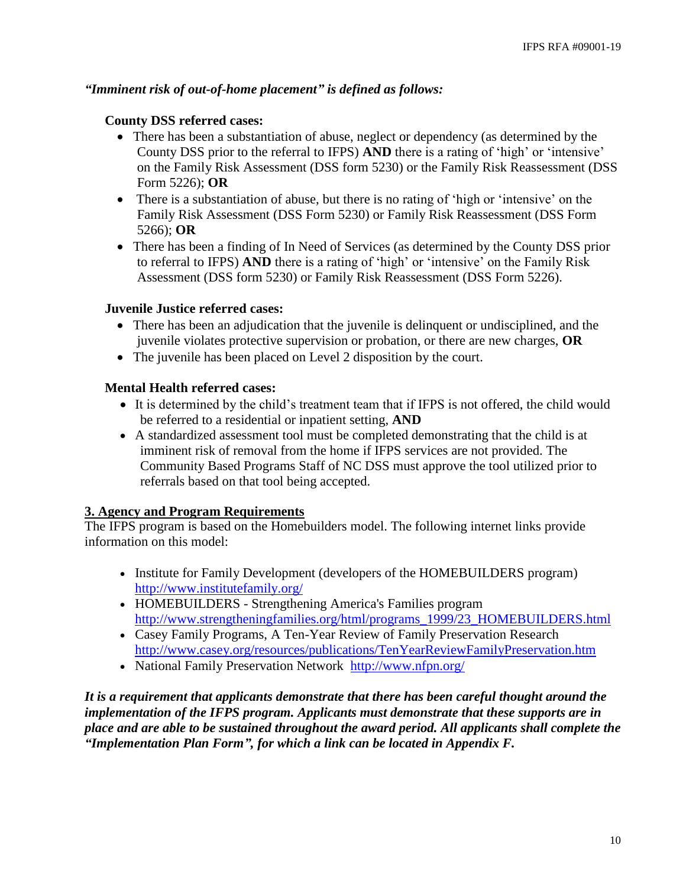*"Imminent risk of out-of-home placement" is defined as follows:*

**County DSS referred cases:**

- There has been a substantiation of abuse, neglect or dependency (as determined by the County DSS prior to the referral to IFPS) **AND** there is a rating of 'high' or 'intensive' on the Family Risk Assessment (DSS form 5230) or the Family Risk Reassessment (DSS Form 5226); **OR**
- There is a substantiation of abuse, but there is no rating of 'high or 'intensive' on the Family Risk Assessment (DSS Form 5230) or Family Risk Reassessment (DSS Form 5266); **OR**
- There has been a finding of In Need of Services (as determined by the County DSS prior to referral to IFPS) **AND** there is a rating of 'high' or 'intensive' on the Family Risk Assessment (DSS form 5230) or Family Risk Reassessment (DSS Form 5226).

**Juvenile Justice referred cases:**

- There has been an adjudication that the juvenile is delinquent or undisciplined, and the juvenile violates protective supervision or probation, or there are new charges, **OR**
- The juvenile has been placed on Level 2 disposition by the court.

**Mental Health referred cases:**

- It is determined by the child's treatment team that if IFPS is not offered, the child would be referred to a residential or inpatient setting, **AND**
- A standardized assessment tool must be completed demonstrating that the child is at imminent risk of removal from the home if IFPS services are not provided. The Community Based Programs Staff of NC DSS must approve the tool utilized prior to referrals based on that tool being accepted.

## 3. Agency and Program Requirements

The IFPS program is based on the Homebuilders model. The following internet links provide information on this model:

- Institute for Family Development (developers of the HOMEBUILDERS program) http://www.institutefamily.org/
- HOMEBUILDERS - Strengthening America's Families program http://www.strengtheningfamilies.org/html/programs_1999/23_HOMEBUILDERS.html
- Casey Family Programs, A Ten-Year Review of Family Preservation Research http://www.casey.org/resources/publications/TenYearReviewFamilyPreservation.htm
- National Family Preservation Network http://www.nfpn.org/

***It is a requirement that applicants demonstrate that there has been careful thought around the implementation of the IFPS program. Applicants must demonstrate that these supports are in place and are able to be sustained throughout the award period. All applicants shall complete the "Implementation Plan Form", for which a link can be located in Appendix F.***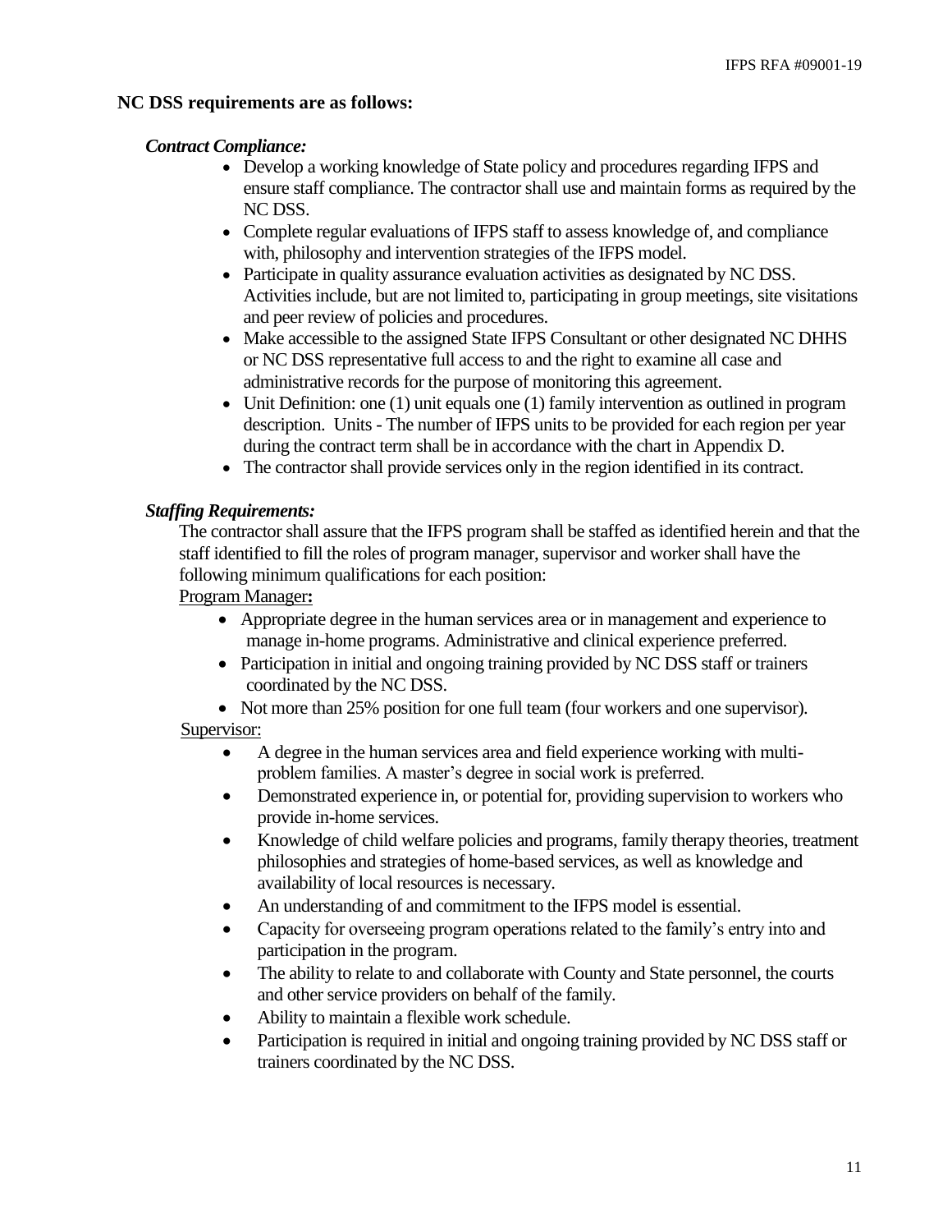**NC DSS requirements are as follows:**

***Contract Compliance:***

- Develop a working knowledge of State policy and procedures regarding IFPS and ensure staff compliance. The contractor shall use and maintain forms as required by the NC DSS.
- Complete regular evaluations of IFPS staff to assess knowledge of, and compliance with, philosophy and intervention strategies of the IFPS model.
- Participate in quality assurance evaluation activities as designated by NC DSS. Activities include, but are not limited to, participating in group meetings, site visitations and peer review of policies and procedures.
- Make accessible to the assigned State IFPS Consultant or other designated NC DHHS or NC DSS representative full access to and the right to examine all case and administrative records for the purpose of monitoring this agreement.
- Unit Definition: one (1) unit equals one (1) family intervention as outlined in program description. Units - The number of IFPS units to be provided for each region per year during the contract term shall be in accordance with the chart in Appendix D.
- The contractor shall provide services only in the region identified in its contract.

***Staffing Requirements:***

The contractor shall assure that the IFPS program shall be staffed as identified herein and that the staff identified to fill the roles of program manager, supervisor and worker shall have the following minimum qualifications for each position:

Program Manager**:**

- Appropriate degree in the human services area or in management and experience to manage in-home programs. Administrative and clinical experience preferred.
- Participation in initial and ongoing training provided by NC DSS staff or trainers coordinated by the NC DSS.
- Not more than 25% position for one full team (four workers and one supervisor).

Supervisor:

- A degree in the human services area and field experience working with multi-problem families. A master's degree in social work is preferred.
- Demonstrated experience in, or potential for, providing supervision to workers who provide in-home services.
- Knowledge of child welfare policies and programs, family therapy theories, treatment philosophies and strategies of home-based services, as well as knowledge and availability of local resources is necessary.
- An understanding of and commitment to the IFPS model is essential.
- Capacity for overseeing program operations related to the family's entry into and participation in the program.
- The ability to relate to and collaborate with County and State personnel, the courts and other service providers on behalf of the family.
- Ability to maintain a flexible work schedule.
- Participation is required in initial and ongoing training provided by NC DSS staff or trainers coordinated by the NC DSS.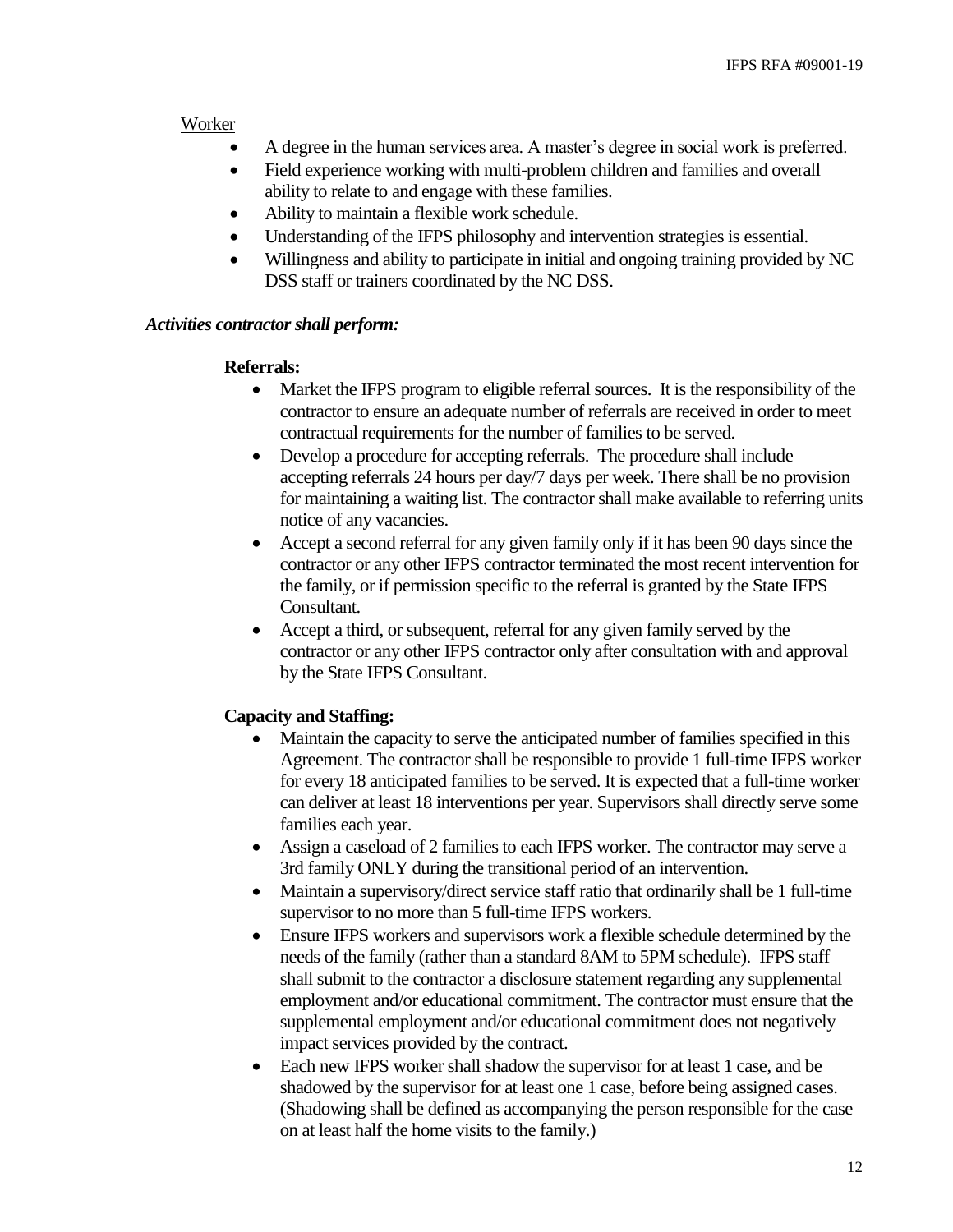Worker

- A degree in the human services area. A master's degree in social work is preferred.
- Field experience working with multi-problem children and families and overall ability to relate to and engage with these families.
- Ability to maintain a flexible work schedule.
- Understanding of the IFPS philosophy and intervention strategies is essential.
- Willingness and ability to participate in initial and ongoing training provided by NC DSS staff or trainers coordinated by the NC DSS.

***Activities contractor shall perform:***

**Referrals:**

- Market the IFPS program to eligible referral sources. It is the responsibility of the contractor to ensure an adequate number of referrals are received in order to meet contractual requirements for the number of families to be served.
- Develop a procedure for accepting referrals. The procedure shall include accepting referrals 24 hours per day/7 days per week. There shall be no provision for maintaining a waiting list. The contractor shall make available to referring units notice of any vacancies.
- Accept a second referral for any given family only if it has been 90 days since the contractor or any other IFPS contractor terminated the most recent intervention for the family, or if permission specific to the referral is granted by the State IFPS Consultant.
- Accept a third, or subsequent, referral for any given family served by the contractor or any other IFPS contractor only after consultation with and approval by the State IFPS Consultant.

**Capacity and Staffing:**

- Maintain the capacity to serve the anticipated number of families specified in this Agreement. The contractor shall be responsible to provide 1 full-time IFPS worker for every 18 anticipated families to be served. It is expected that a full-time worker can deliver at least 18 interventions per year. Supervisors shall directly serve some families each year.
- Assign a caseload of 2 families to each IFPS worker. The contractor may serve a 3rd family ONLY during the transitional period of an intervention.
- Maintain a supervisory/direct service staff ratio that ordinarily shall be 1 full-time supervisor to no more than 5 full-time IFPS workers.
- Ensure IFPS workers and supervisors work a flexible schedule determined by the needs of the family (rather than a standard 8AM to 5PM schedule). IFPS staff shall submit to the contractor a disclosure statement regarding any supplemental employment and/or educational commitment. The contractor must ensure that the supplemental employment and/or educational commitment does not negatively impact services provided by the contract.
- Each new IFPS worker shall shadow the supervisor for at least 1 case, and be shadowed by the supervisor for at least one 1 case, before being assigned cases. (Shadowing shall be defined as accompanying the person responsible for the case on at least half the home visits to the family.)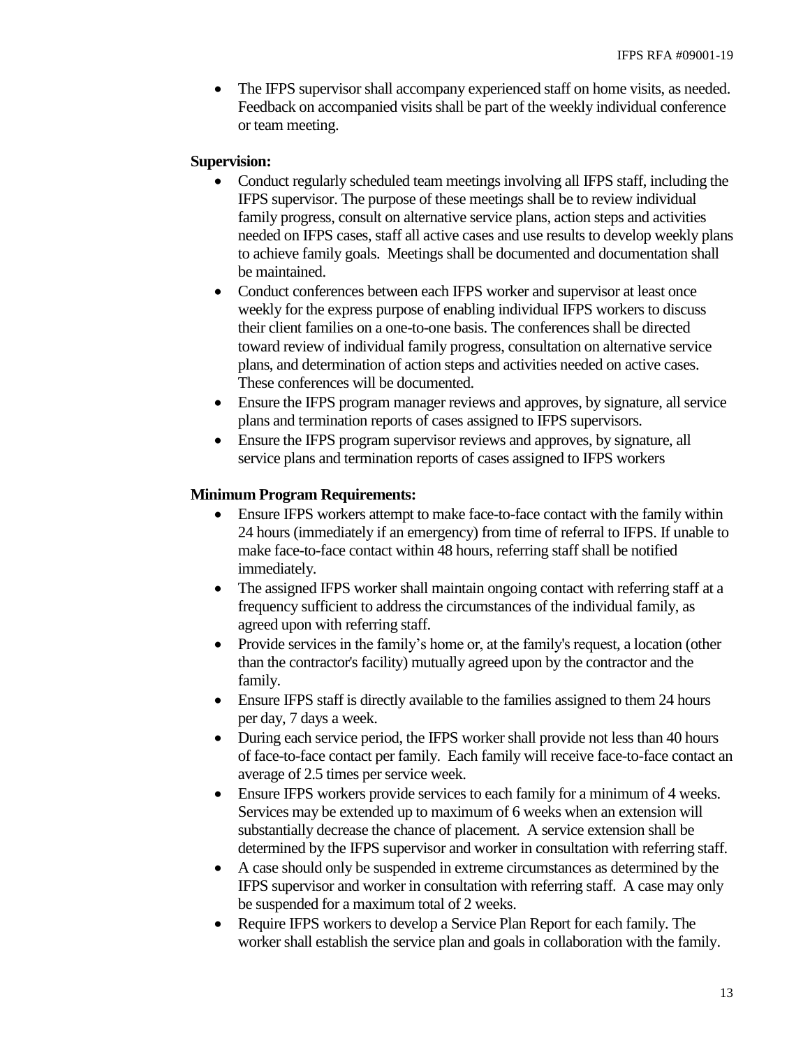- The IFPS supervisor shall accompany experienced staff on home visits, as needed. Feedback on accompanied visits shall be part of the weekly individual conference or team meeting.

**Supervision:**

- Conduct regularly scheduled team meetings involving all IFPS staff, including the IFPS supervisor. The purpose of these meetings shall be to review individual family progress, consult on alternative service plans, action steps and activities needed on IFPS cases, staff all active cases and use results to develop weekly plans to achieve family goals. Meetings shall be documented and documentation shall be maintained.
- Conduct conferences between each IFPS worker and supervisor at least once weekly for the express purpose of enabling individual IFPS workers to discuss their client families on a one-to-one basis. The conferences shall be directed toward review of individual family progress, consultation on alternative service plans, and determination of action steps and activities needed on active cases. These conferences will be documented.
- Ensure the IFPS program manager reviews and approves, by signature, all service plans and termination reports of cases assigned to IFPS supervisors.
- Ensure the IFPS program supervisor reviews and approves, by signature, all service plans and termination reports of cases assigned to IFPS workers

**Minimum Program Requirements:**

- Ensure IFPS workers attempt to make face-to-face contact with the family within 24 hours (immediately if an emergency) from time of referral to IFPS. If unable to make face-to-face contact within 48 hours, referring staff shall be notified immediately.
- The assigned IFPS worker shall maintain ongoing contact with referring staff at a frequency sufficient to address the circumstances of the individual family, as agreed upon with referring staff.
- Provide services in the family's home or, at the family's request, a location (other than the contractor's facility) mutually agreed upon by the contractor and the family.
- Ensure IFPS staff is directly available to the families assigned to them 24 hours per day, 7 days a week.
- During each service period, the IFPS worker shall provide not less than 40 hours of face-to-face contact per family. Each family will receive face-to-face contact an average of 2.5 times per service week.
- Ensure IFPS workers provide services to each family for a minimum of 4 weeks. Services may be extended up to maximum of 6 weeks when an extension will substantially decrease the chance of placement. A service extension shall be determined by the IFPS supervisor and worker in consultation with referring staff.
- A case should only be suspended in extreme circumstances as determined by the IFPS supervisor and worker in consultation with referring staff. A case may only be suspended for a maximum total of 2 weeks.
- Require IFPS workers to develop a Service Plan Report for each family. The worker shall establish the service plan and goals in collaboration with the family.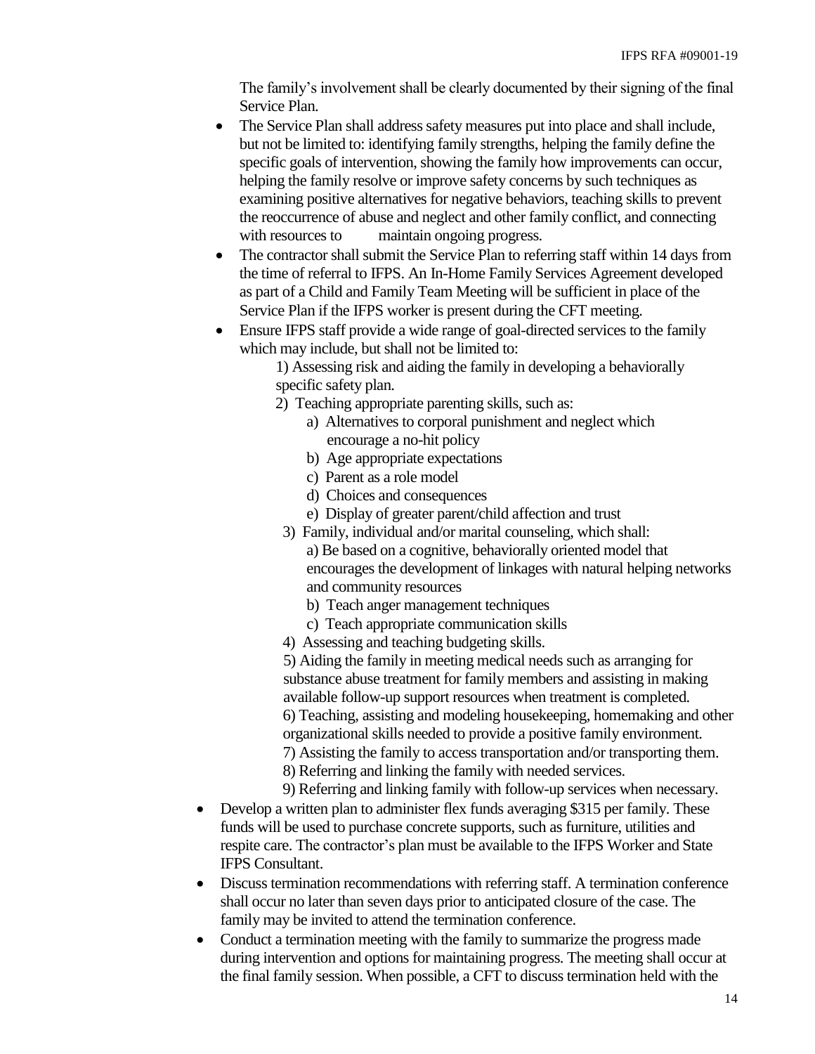The family's involvement shall be clearly documented by their signing of the final Service Plan.

- The Service Plan shall address safety measures put into place and shall include, but not be limited to: identifying family strengths, helping the family define the specific goals of intervention, showing the family how improvements can occur, helping the family resolve or improve safety concerns by such techniques as examining positive alternatives for negative behaviors, teaching skills to prevent the reoccurrence of abuse and neglect and other family conflict, and connecting with resources to maintain ongoing progress.
- The contractor shall submit the Service Plan to referring staff within 14 days from the time of referral to IFPS. An In-Home Family Services Agreement developed as part of a Child and Family Team Meeting will be sufficient in place of the Service Plan if the IFPS worker is present during the CFT meeting.
- Ensure IFPS staff provide a wide range of goal-directed services to the family which may include, but shall not be limited to:
  1) Assessing risk and aiding the family in developing a behaviorally specific safety plan.
  2) Teaching appropriate parenting skills, such as:
     a) Alternatives to corporal punishment and neglect which encourage a no-hit policy
     b) Age appropriate expectations
     c) Parent as a role model
     d) Choices and consequences
     e) Display of greater parent/child affection and trust
  3) Family, individual and/or marital counseling, which shall:
     a) Be based on a cognitive, behaviorally oriented model that encourages the development of linkages with natural helping networks and community resources
     b) Teach anger management techniques
     c) Teach appropriate communication skills
  4) Assessing and teaching budgeting skills.
  5) Aiding the family in meeting medical needs such as arranging for substance abuse treatment for family members and assisting in making available follow-up support resources when treatment is completed.
  6) Teaching, assisting and modeling housekeeping, homemaking and other organizational skills needed to provide a positive family environment.
  7) Assisting the family to access transportation and/or transporting them.
  8) Referring and linking the family with needed services.
  9) Referring and linking family with follow-up services when necessary.

- Develop a written plan to administer flex funds averaging $315 per family. These funds will be used to purchase concrete supports, such as furniture, utilities and respite care. The contractor's plan must be available to the IFPS Worker and State IFPS Consultant.
- Discuss termination recommendations with referring staff. A termination conference shall occur no later than seven days prior to anticipated closure of the case. The family may be invited to attend the termination conference.
- Conduct a termination meeting with the family to summarize the progress made during intervention and options for maintaining progress. The meeting shall occur at the final family session. When possible, a CFT to discuss termination held with the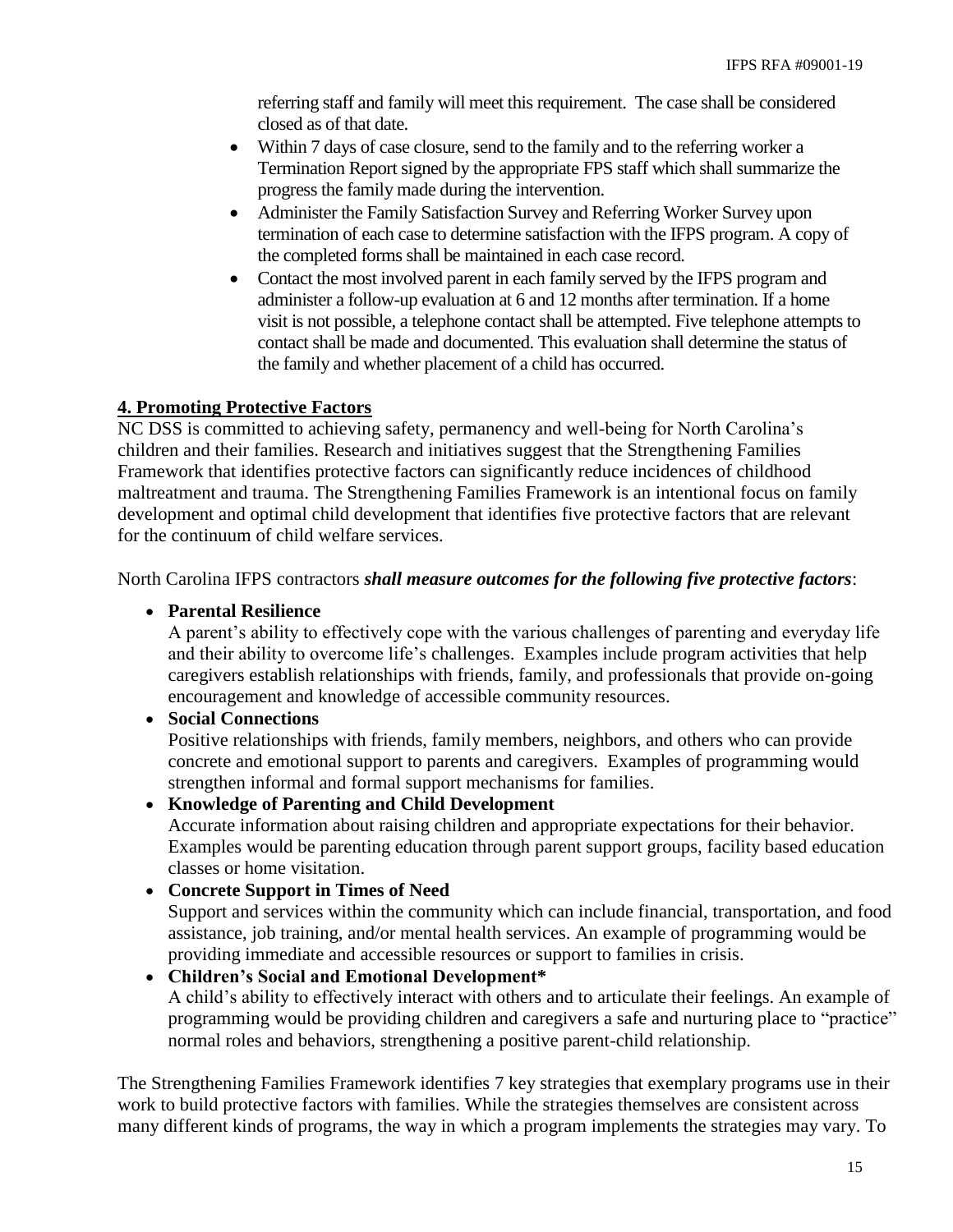referring staff and family will meet this requirement. The case shall be considered closed as of that date.

- Within 7 days of case closure, send to the family and to the referring worker a Termination Report signed by the appropriate FPS staff which shall summarize the progress the family made during the intervention.
- Administer the Family Satisfaction Survey and Referring Worker Survey upon termination of each case to determine satisfaction with the IFPS program. A copy of the completed forms shall be maintained in each case record.
- Contact the most involved parent in each family served by the IFPS program and administer a follow-up evaluation at 6 and 12 months after termination. If a home visit is not possible, a telephone contact shall be attempted. Five telephone attempts to contact shall be made and documented. This evaluation shall determine the status of the family and whether placement of a child has occurred.

## 4. Promoting Protective Factors

NC DSS is committed to achieving safety, permanency and well-being for North Carolina's children and their families. Research and initiatives suggest that the Strengthening Families Framework that identifies protective factors can significantly reduce incidences of childhood maltreatment and trauma. The Strengthening Families Framework is an intentional focus on family development and optimal child development that identifies five protective factors that are relevant for the continuum of child welfare services.

North Carolina IFPS contractors ***shall measure outcomes for the following five protective factors***:

- **Parental Resilience**
  A parent's ability to effectively cope with the various challenges of parenting and everyday life and their ability to overcome life's challenges. Examples include program activities that help caregivers establish relationships with friends, family, and professionals that provide on-going encouragement and knowledge of accessible community resources.
- **Social Connections**
  Positive relationships with friends, family members, neighbors, and others who can provide concrete and emotional support to parents and caregivers. Examples of programming would strengthen informal and formal support mechanisms for families.
- **Knowledge of Parenting and Child Development**
  Accurate information about raising children and appropriate expectations for their behavior. Examples would be parenting education through parent support groups, facility based education classes or home visitation.
- **Concrete Support in Times of Need**
  Support and services within the community which can include financial, transportation, and food assistance, job training, and/or mental health services. An example of programming would be providing immediate and accessible resources or support to families in crisis.
- **Children's Social and Emotional Development***
  A child's ability to effectively interact with others and to articulate their feelings. An example of programming would be providing children and caregivers a safe and nurturing place to "practice" normal roles and behaviors, strengthening a positive parent-child relationship.

The Strengthening Families Framework identifies 7 key strategies that exemplary programs use in their work to build protective factors with families. While the strategies themselves are consistent across many different kinds of programs, the way in which a program implements the strategies may vary. To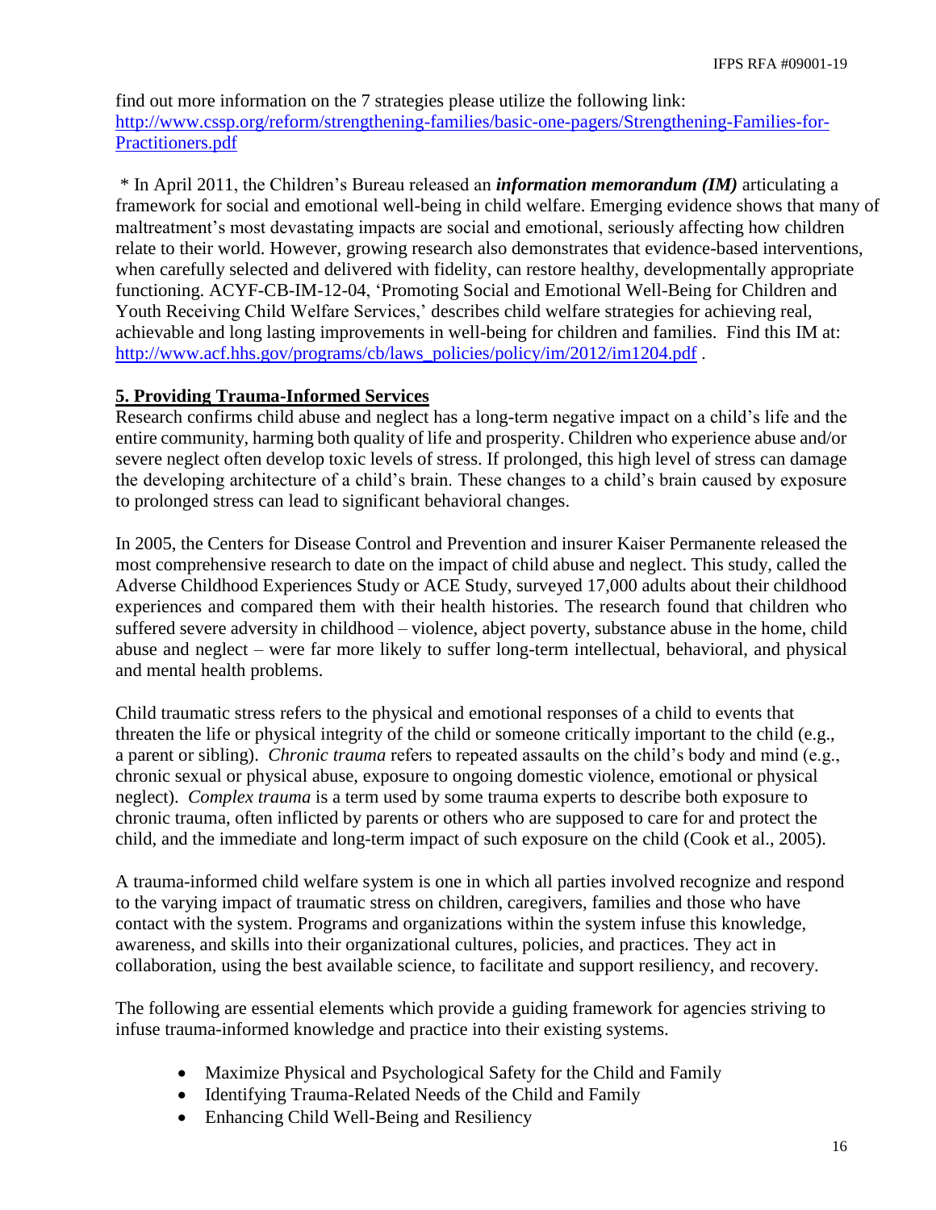find out more information on the 7 strategies please utilize the following link: [http://www.cssp.org/reform/strengthening-families/basic-one-pagers/Strengthening-Families-for-Practitioners.pdf](http://www.cssp.org/reform/strengthening-families/basic-one-pagers/Strengthening-Families-for-Practitioners.pdf)

\* In April 2011, the Children's Bureau released an ***information memorandum (IM)*** articulating a framework for social and emotional well-being in child welfare. Emerging evidence shows that many of maltreatment's most devastating impacts are social and emotional, seriously affecting how children relate to their world. However, growing research also demonstrates that evidence-based interventions, when carefully selected and delivered with fidelity, can restore healthy, developmentally appropriate functioning. ACYF-CB-IM-12-04, 'Promoting Social and Emotional Well-Being for Children and Youth Receiving Child Welfare Services,' describes child welfare strategies for achieving real, achievable and long lasting improvements in well-being for children and families. Find this IM at: [http://www.acf.hhs.gov/programs/cb/laws_policies/policy/im/2012/im1204.pdf](http://www.acf.hhs.gov/programs/cb/laws_policies/policy/im/2012/im1204.pdf) .

**5. Providing Trauma-Informed Services**

Research confirms child abuse and neglect has a long-term negative impact on a child's life and the entire community, harming both quality of life and prosperity. Children who experience abuse and/or severe neglect often develop toxic levels of stress. If prolonged, this high level of stress can damage the developing architecture of a child's brain. These changes to a child's brain caused by exposure to prolonged stress can lead to significant behavioral changes.

In 2005, the Centers for Disease Control and Prevention and insurer Kaiser Permanente released the most comprehensive research to date on the impact of child abuse and neglect. This study, called the Adverse Childhood Experiences Study or ACE Study, surveyed 17,000 adults about their childhood experiences and compared them with their health histories. The research found that children who suffered severe adversity in childhood – violence, abject poverty, substance abuse in the home, child abuse and neglect – were far more likely to suffer long-term intellectual, behavioral, and physical and mental health problems.

Child traumatic stress refers to the physical and emotional responses of a child to events that threaten the life or physical integrity of the child or someone critically important to the child (e.g., a parent or sibling). *Chronic trauma* refers to repeated assaults on the child's body and mind (e.g., chronic sexual or physical abuse, exposure to ongoing domestic violence, emotional or physical neglect). *Complex trauma* is a term used by some trauma experts to describe both exposure to chronic trauma, often inflicted by parents or others who are supposed to care for and protect the child, and the immediate and long-term impact of such exposure on the child (Cook et al., 2005).

A trauma-informed child welfare system is one in which all parties involved recognize and respond to the varying impact of traumatic stress on children, caregivers, families and those who have contact with the system. Programs and organizations within the system infuse this knowledge, awareness, and skills into their organizational cultures, policies, and practices. They act in collaboration, using the best available science, to facilitate and support resiliency, and recovery.

The following are essential elements which provide a guiding framework for agencies striving to infuse trauma-informed knowledge and practice into their existing systems.

- Maximize Physical and Psychological Safety for the Child and Family
- Identifying Trauma-Related Needs of the Child and Family
- Enhancing Child Well-Being and Resiliency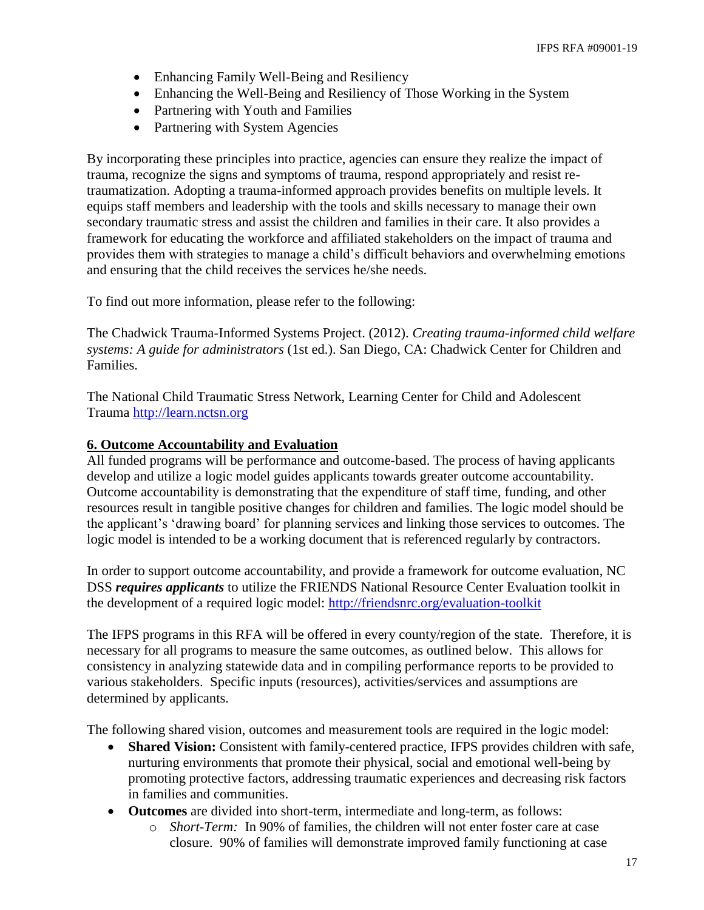- Enhancing Family Well-Being and Resiliency
- Enhancing the Well-Being and Resiliency of Those Working in the System
- Partnering with Youth and Families
- Partnering with System Agencies

By incorporating these principles into practice, agencies can ensure they realize the impact of trauma, recognize the signs and symptoms of trauma, respond appropriately and resist re-traumatization. Adopting a trauma-informed approach provides benefits on multiple levels. It equips staff members and leadership with the tools and skills necessary to manage their own secondary traumatic stress and assist the children and families in their care. It also provides a framework for educating the workforce and affiliated stakeholders on the impact of trauma and provides them with strategies to manage a child's difficult behaviors and overwhelming emotions and ensuring that the child receives the services he/she needs.

To find out more information, please refer to the following:

The Chadwick Trauma-Informed Systems Project. (2012). *Creating trauma-informed child welfare systems: A guide for administrators* (1st ed.). San Diego, CA: Chadwick Center for Children and Families.

The National Child Traumatic Stress Network, Learning Center for Child and Adolescent Trauma http://learn.nctsn.org

## 6. Outcome Accountability and Evaluation

All funded programs will be performance and outcome-based. The process of having applicants develop and utilize a logic model guides applicants towards greater outcome accountability. Outcome accountability is demonstrating that the expenditure of staff time, funding, and other resources result in tangible positive changes for children and families. The logic model should be the applicant's 'drawing board' for planning services and linking those services to outcomes. The logic model is intended to be a working document that is referenced regularly by contractors.

In order to support outcome accountability, and provide a framework for outcome evaluation, NC DSS ***requires applicants*** to utilize the FRIENDS National Resource Center Evaluation toolkit in the development of a required logic model: http://friendsnrc.org/evaluation-toolkit

The IFPS programs in this RFA will be offered in every county/region of the state. Therefore, it is necessary for all programs to measure the same outcomes, as outlined below. This allows for consistency in analyzing statewide data and in compiling performance reports to be provided to various stakeholders. Specific inputs (resources), activities/services and assumptions are determined by applicants.

The following shared vision, outcomes and measurement tools are required in the logic model:

- **Shared Vision:** Consistent with family-centered practice, IFPS provides children with safe, nurturing environments that promote their physical, social and emotional well-being by promoting protective factors, addressing traumatic experiences and decreasing risk factors in families and communities.
- **Outcomes** are divided into short-term, intermediate and long-term, as follows:
  - *Short-Term:* In 90% of families, the children will not enter foster care at case closure. 90% of families will demonstrate improved family functioning at case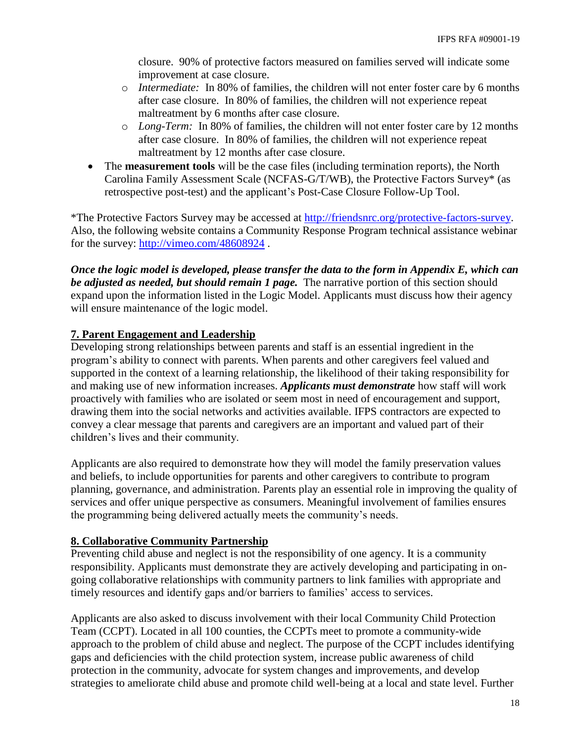closure. 90% of protective factors measured on families served will indicate some improvement at case closure.

  - *Intermediate:* In 80% of families, the children will not enter foster care by 6 months after case closure. In 80% of families, the children will not experience repeat maltreatment by 6 months after case closure.
  - *Long-Term:* In 80% of families, the children will not enter foster care by 12 months after case closure. In 80% of families, the children will not experience repeat maltreatment by 12 months after case closure.

- The **measurement tools** will be the case files (including termination reports), the North Carolina Family Assessment Scale (NCFAS-G/T/WB), the Protective Factors Survey* (as retrospective post-test) and the applicant's Post-Case Closure Follow-Up Tool.

*The Protective Factors Survey may be accessed at http://friendsnrc.org/protective-factors-survey. Also, the following website contains a Community Response Program technical assistance webinar for the survey: http://vimeo.com/48608924 .

***Once the logic model is developed, please transfer the data to the form in Appendix E, which can be adjusted as needed, but should remain 1 page.*** The narrative portion of this section should expand upon the information listed in the Logic Model. Applicants must discuss how their agency will ensure maintenance of the logic model.

## 7. Parent Engagement and Leadership

Developing strong relationships between parents and staff is an essential ingredient in the program's ability to connect with parents. When parents and other caregivers feel valued and supported in the context of a learning relationship, the likelihood of their taking responsibility for and making use of new information increases. ***Applicants must demonstrate*** how staff will work proactively with families who are isolated or seem most in need of encouragement and support, drawing them into the social networks and activities available. IFPS contractors are expected to convey a clear message that parents and caregivers are an important and valued part of their children's lives and their community.

Applicants are also required to demonstrate how they will model the family preservation values and beliefs, to include opportunities for parents and other caregivers to contribute to program planning, governance, and administration. Parents play an essential role in improving the quality of services and offer unique perspective as consumers. Meaningful involvement of families ensures the programming being delivered actually meets the community's needs.

## 8. Collaborative Community Partnership

Preventing child abuse and neglect is not the responsibility of one agency. It is a community responsibility. Applicants must demonstrate they are actively developing and participating in on-going collaborative relationships with community partners to link families with appropriate and timely resources and identify gaps and/or barriers to families' access to services.

Applicants are also asked to discuss involvement with their local Community Child Protection Team (CCPT). Located in all 100 counties, the CCPTs meet to promote a community-wide approach to the problem of child abuse and neglect. The purpose of the CCPT includes identifying gaps and deficiencies with the child protection system, increase public awareness of child protection in the community, advocate for system changes and improvements, and develop strategies to ameliorate child abuse and promote child well-being at a local and state level. Further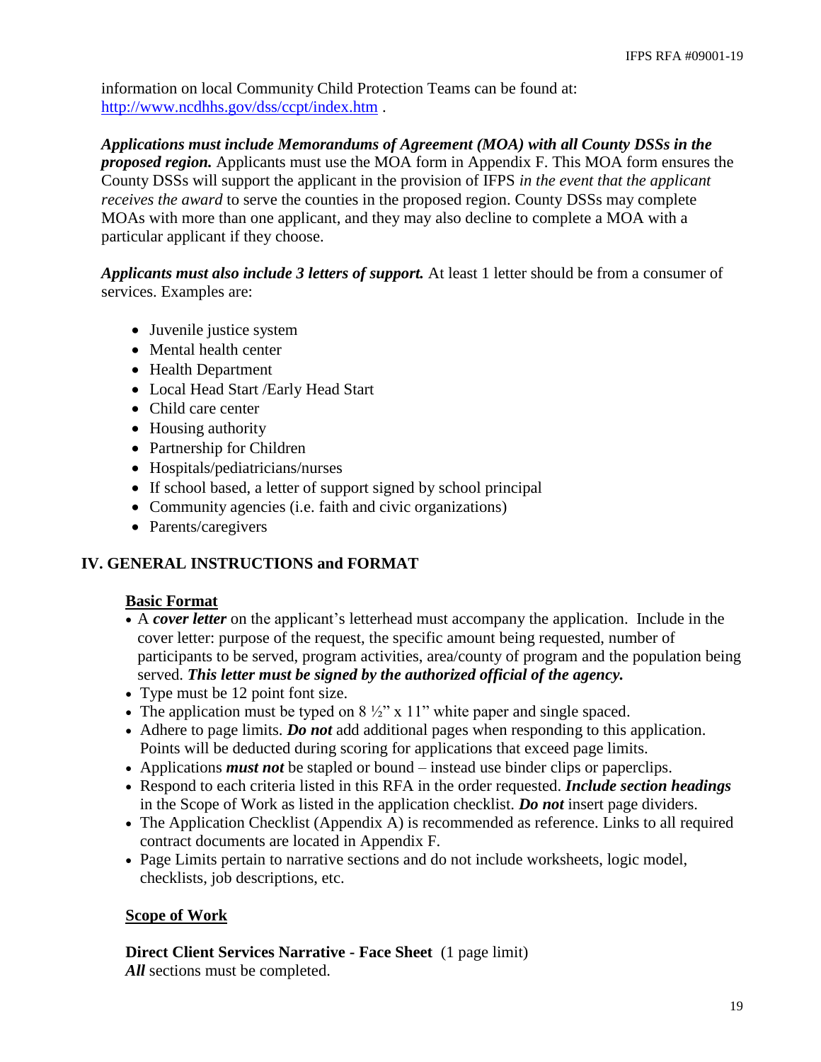information on local Community Child Protection Teams can be found at: http://www.ncdhhs.gov/dss/ccpt/index.htm .

***Applications must include Memorandums of Agreement (MOA) with all County DSSs in the proposed region.*** Applicants must use the MOA form in Appendix F. This MOA form ensures the County DSSs will support the applicant in the provision of IFPS *in the event that the applicant receives the award* to serve the counties in the proposed region. County DSSs may complete MOAs with more than one applicant, and they may also decline to complete a MOA with a particular applicant if they choose.

***Applicants must also include 3 letters of support.*** At least 1 letter should be from a consumer of services. Examples are:

- Juvenile justice system
- Mental health center
- Health Department
- Local Head Start /Early Head Start
- Child care center
- Housing authority
- Partnership for Children
- Hospitals/pediatricians/nurses
- If school based, a letter of support signed by school principal
- Community agencies (i.e. faith and civic organizations)
- Parents/caregivers

## IV. GENERAL INSTRUCTIONS and FORMAT

### Basic Format

- A ***cover letter*** on the applicant's letterhead must accompany the application. Include in the cover letter: purpose of the request, the specific amount being requested, number of participants to be served, program activities, area/county of program and the population being served. ***This letter must be signed by the authorized official of the agency.***
- Type must be 12 point font size.
- The application must be typed on 8 ½" x 11" white paper and single spaced.
- Adhere to page limits. ***Do not*** add additional pages when responding to this application. Points will be deducted during scoring for applications that exceed page limits.
- Applications ***must not*** be stapled or bound – instead use binder clips or paperclips.
- Respond to each criteria listed in this RFA in the order requested. ***Include section headings*** in the Scope of Work as listed in the application checklist. ***Do not*** insert page dividers.
- The Application Checklist (Appendix A) is recommended as reference. Links to all required contract documents are located in Appendix F.
- Page Limits pertain to narrative sections and do not include worksheets, logic model, checklists, job descriptions, etc.

### Scope of Work

**Direct Client Services Narrative - Face Sheet** (1 page limit)
***All*** sections must be completed.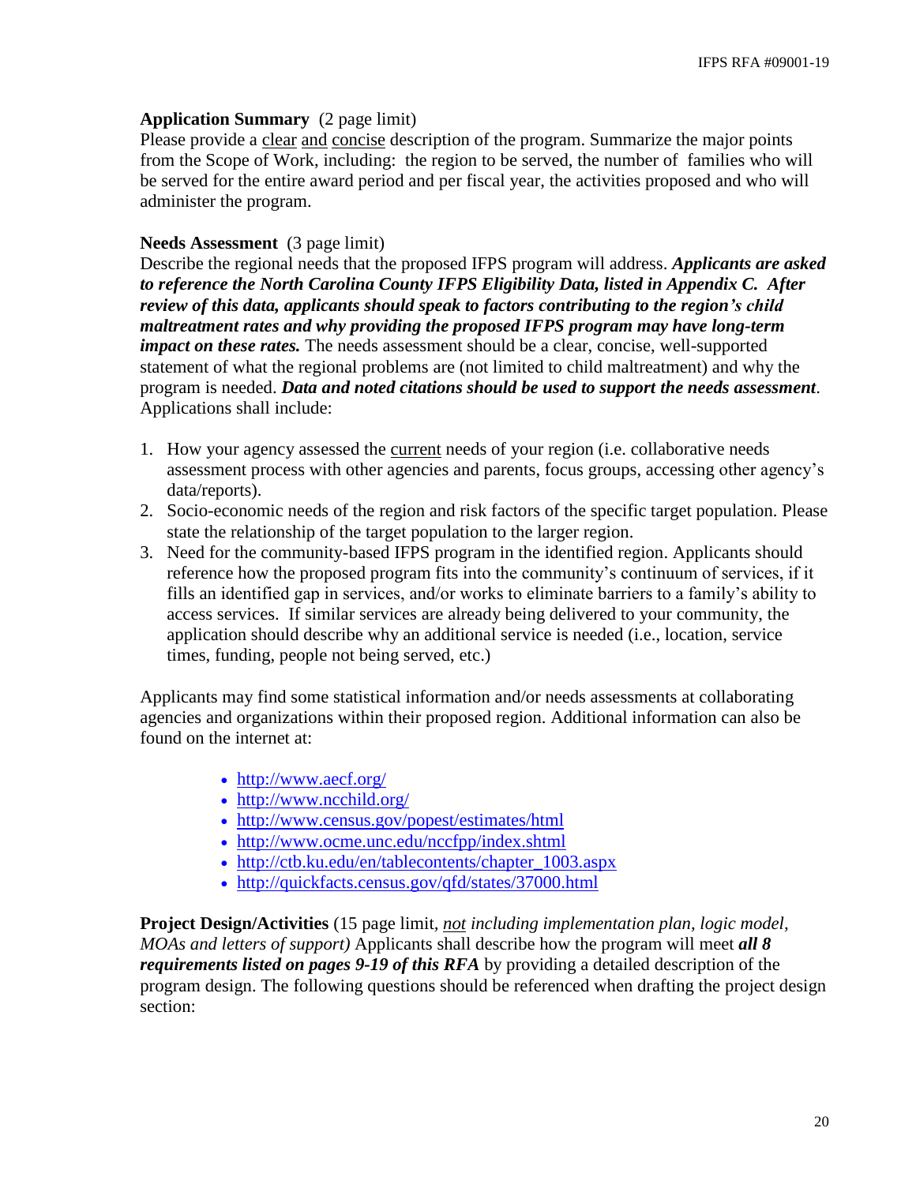**Application Summary** (2 page limit)
Please provide a <u>clear</u> <u>and</u> <u>concise</u> description of the program. Summarize the major points from the Scope of Work, including: the region to be served, the number of families who will be served for the entire award period and per fiscal year, the activities proposed and who will administer the program.

**Needs Assessment** (3 page limit)
Describe the regional needs that the proposed IFPS program will address. ***Applicants are asked to reference the North Carolina County IFPS Eligibility Data, listed in Appendix C. After review of this data, applicants should speak to factors contributing to the region's child maltreatment rates and why providing the proposed IFPS program may have long-term impact on these rates.*** The needs assessment should be a clear, concise, well-supported statement of what the regional problems are (not limited to child maltreatment) and why the program is needed. ***Data and noted citations should be used to support the needs assessment***. Applications shall include:

1. How your agency assessed the <u>current</u> needs of your region (i.e. collaborative needs assessment process with other agencies and parents, focus groups, accessing other agency's data/reports).
2. Socio-economic needs of the region and risk factors of the specific target population. Please state the relationship of the target population to the larger region.
3. Need for the community-based IFPS program in the identified region. Applicants should reference how the proposed program fits into the community's continuum of services, if it fills an identified gap in services, and/or works to eliminate barriers to a family's ability to access services. If similar services are already being delivered to your community, the application should describe why an additional service is needed (i.e., location, service times, funding, people not being served, etc.)

Applicants may find some statistical information and/or needs assessments at collaborating agencies and organizations within their proposed region. Additional information can also be found on the internet at:

- http://www.aecf.org/
- http://www.ncchild.org/
- http://www.census.gov/popest/estimates/html
- http://www.ocme.unc.edu/nccfpp/index.shtml
- http://ctb.ku.edu/en/tablecontents/chapter_1003.aspx
- http://quickfacts.census.gov/qfd/states/37000.html

**Project Design/Activities** (15 page limit, *<u>not</u> including implementation plan, logic model, MOAs and letters of support)* Applicants shall describe how the program will meet ***all 8 requirements listed on pages 9-19 of this RFA*** by providing a detailed description of the program design. The following questions should be referenced when drafting the project design section: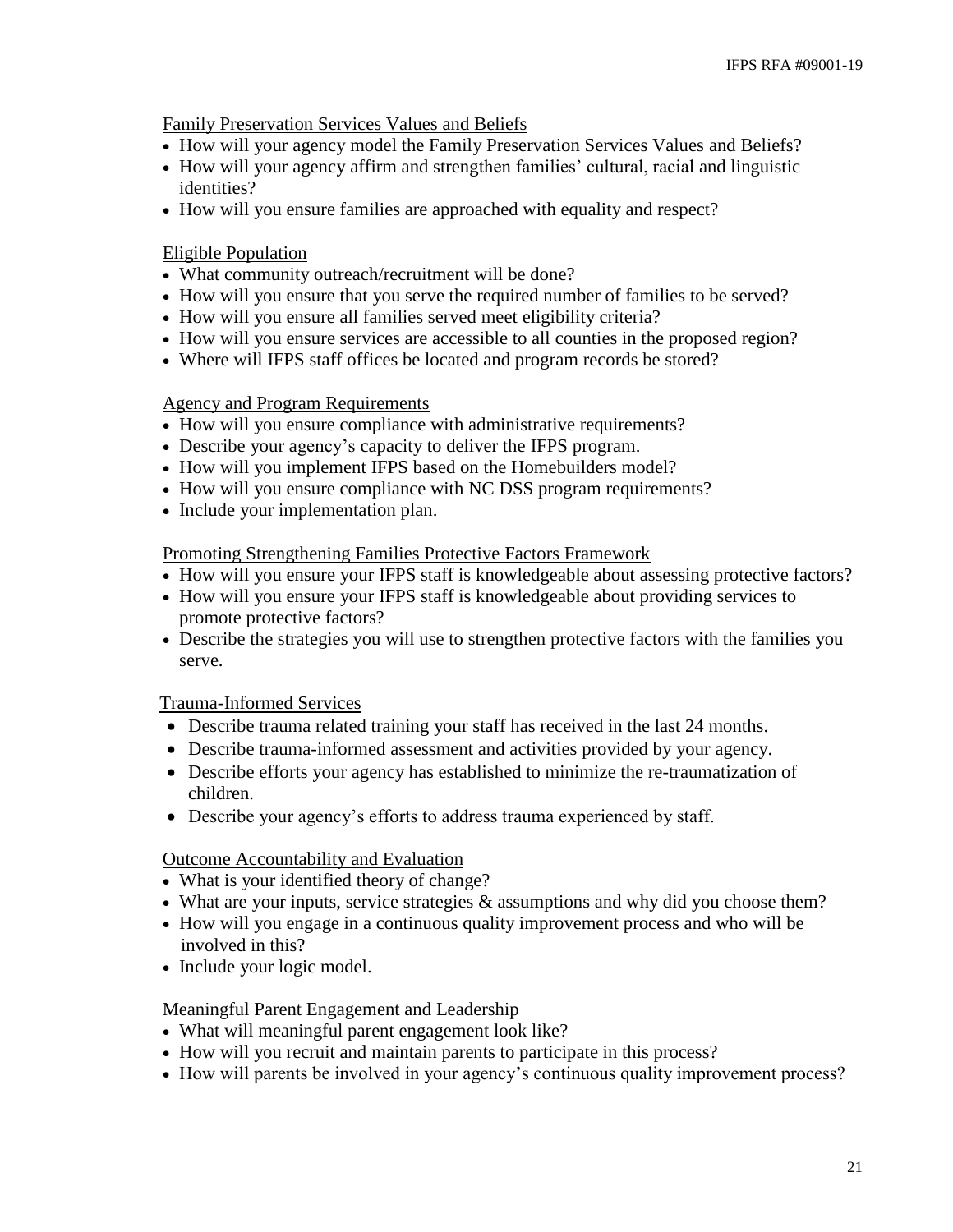Family Preservation Services Values and Beliefs

- How will your agency model the Family Preservation Services Values and Beliefs?
- How will your agency affirm and strengthen families' cultural, racial and linguistic identities?
- How will you ensure families are approached with equality and respect?

Eligible Population

- What community outreach/recruitment will be done?
- How will you ensure that you serve the required number of families to be served?
- How will you ensure all families served meet eligibility criteria?
- How will you ensure services are accessible to all counties in the proposed region?
- Where will IFPS staff offices be located and program records be stored?

Agency and Program Requirements

- How will you ensure compliance with administrative requirements?
- Describe your agency's capacity to deliver the IFPS program.
- How will you implement IFPS based on the Homebuilders model?
- How will you ensure compliance with NC DSS program requirements?
- Include your implementation plan.

Promoting Strengthening Families Protective Factors Framework

- How will you ensure your IFPS staff is knowledgeable about assessing protective factors?
- How will you ensure your IFPS staff is knowledgeable about providing services to promote protective factors?
- Describe the strategies you will use to strengthen protective factors with the families you serve.

Trauma-Informed Services

- Describe trauma related training your staff has received in the last 24 months.
- Describe trauma-informed assessment and activities provided by your agency.
- Describe efforts your agency has established to minimize the re-traumatization of children.
- Describe your agency's efforts to address trauma experienced by staff.

Outcome Accountability and Evaluation

- What is your identified theory of change?
- What are your inputs, service strategies & assumptions and why did you choose them?
- How will you engage in a continuous quality improvement process and who will be involved in this?
- Include your logic model.

Meaningful Parent Engagement and Leadership

- What will meaningful parent engagement look like?
- How will you recruit and maintain parents to participate in this process?
- How will parents be involved in your agency's continuous quality improvement process?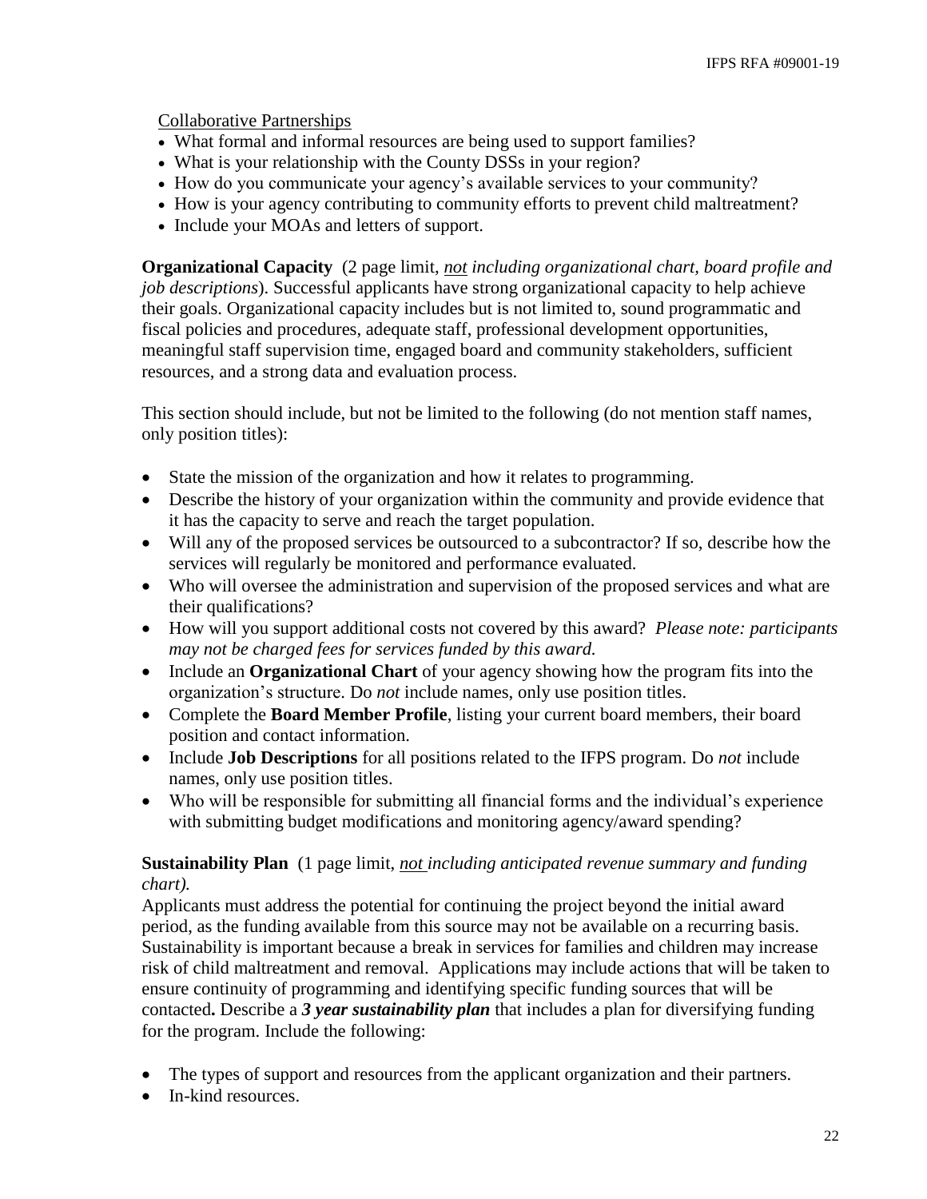Collaborative Partnerships

- What formal and informal resources are being used to support families?
- What is your relationship with the County DSSs in your region?
- How do you communicate your agency's available services to your community?
- How is your agency contributing to community efforts to prevent child maltreatment?
- Include your MOAs and letters of support.

**Organizational Capacity** (2 page limit, *not including organizational chart, board profile and job descriptions*). Successful applicants have strong organizational capacity to help achieve their goals. Organizational capacity includes but is not limited to, sound programmatic and fiscal policies and procedures, adequate staff, professional development opportunities, meaningful staff supervision time, engaged board and community stakeholders, sufficient resources, and a strong data and evaluation process.

This section should include, but not be limited to the following (do not mention staff names, only position titles):

- State the mission of the organization and how it relates to programming.
- Describe the history of your organization within the community and provide evidence that it has the capacity to serve and reach the target population.
- Will any of the proposed services be outsourced to a subcontractor? If so, describe how the services will regularly be monitored and performance evaluated.
- Who will oversee the administration and supervision of the proposed services and what are their qualifications?
- How will you support additional costs not covered by this award? *Please note: participants may not be charged fees for services funded by this award.*
- Include an **Organizational Chart** of your agency showing how the program fits into the organization's structure. Do *not* include names, only use position titles.
- Complete the **Board Member Profile**, listing your current board members, their board position and contact information.
- Include **Job Descriptions** for all positions related to the IFPS program. Do *not* include names, only use position titles.
- Who will be responsible for submitting all financial forms and the individual's experience with submitting budget modifications and monitoring agency/award spending?

**Sustainability Plan** (1 page limit, *not including anticipated revenue summary and funding chart).*

Applicants must address the potential for continuing the project beyond the initial award period, as the funding available from this source may not be available on a recurring basis. Sustainability is important because a break in services for families and children may increase risk of child maltreatment and removal. Applications may include actions that will be taken to ensure continuity of programming and identifying specific funding sources that will be contacted**.** Describe a ***3 year sustainability plan*** that includes a plan for diversifying funding for the program. Include the following:

- The types of support and resources from the applicant organization and their partners.
- In-kind resources.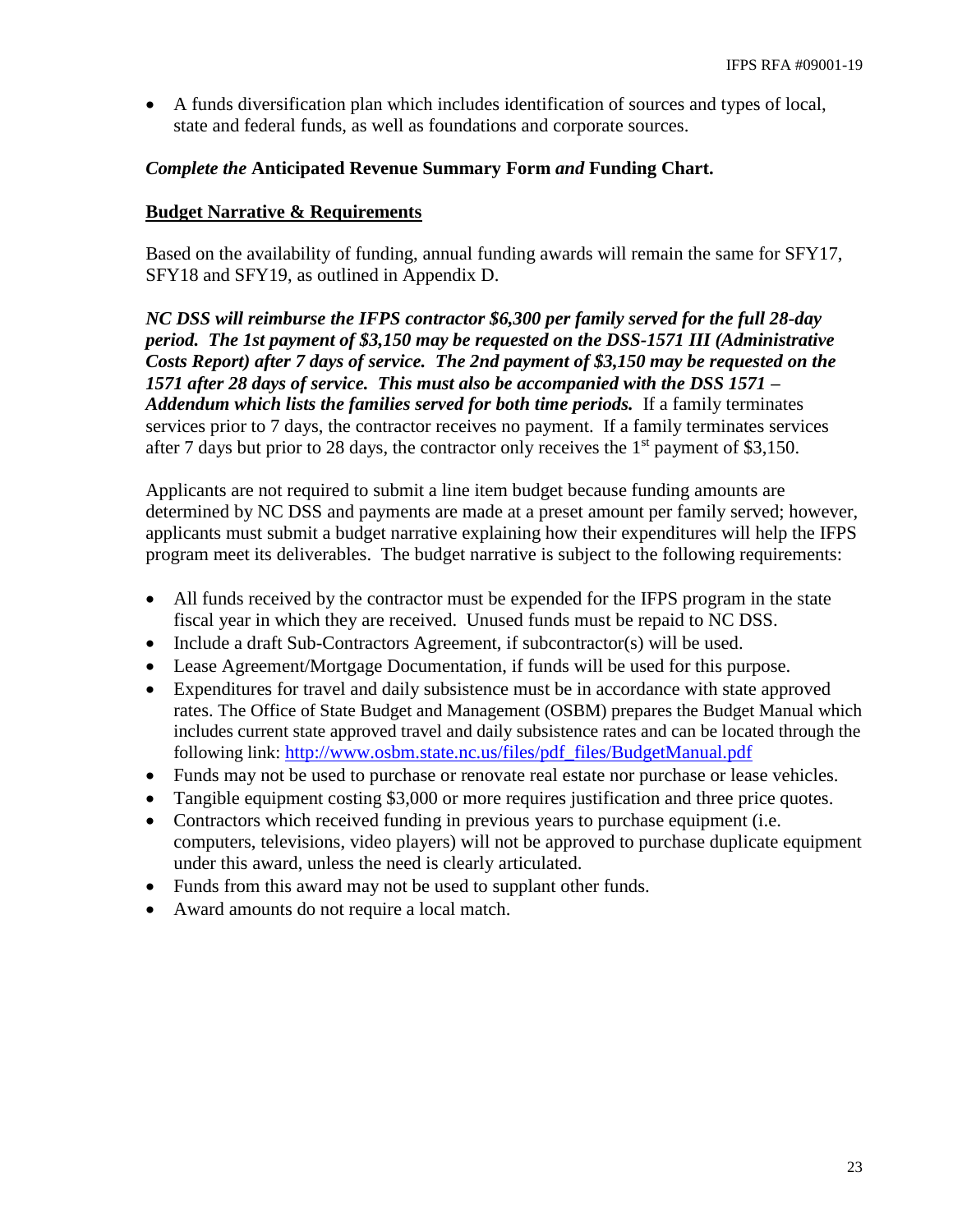- A funds diversification plan which includes identification of sources and types of local, state and federal funds, as well as foundations and corporate sources.

***Complete the* Anticipated Revenue Summary Form *and* Funding Chart.**

**Budget Narrative & Requirements**

Based on the availability of funding, annual funding awards will remain the same for SFY17, SFY18 and SFY19, as outlined in Appendix D.

***NC DSS will reimburse the IFPS contractor $6,300 per family served for the full 28-day period. The 1st payment of $3,150 may be requested on the DSS-1571 III (Administrative Costs Report) after 7 days of service. The 2nd payment of $3,150 may be requested on the 1571 after 28 days of service. This must also be accompanied with the DSS 1571 – Addendum which lists the families served for both time periods.*** If a family terminates services prior to 7 days, the contractor receives no payment. If a family terminates services after 7 days but prior to 28 days, the contractor only receives the 1st payment of $3,150.

Applicants are not required to submit a line item budget because funding amounts are determined by NC DSS and payments are made at a preset amount per family served; however, applicants must submit a budget narrative explaining how their expenditures will help the IFPS program meet its deliverables. The budget narrative is subject to the following requirements:

- All funds received by the contractor must be expended for the IFPS program in the state fiscal year in which they are received. Unused funds must be repaid to NC DSS.
- Include a draft Sub-Contractors Agreement, if subcontractor(s) will be used.
- Lease Agreement/Mortgage Documentation, if funds will be used for this purpose.
- Expenditures for travel and daily subsistence must be in accordance with state approved rates. The Office of State Budget and Management (OSBM) prepares the Budget Manual which includes current state approved travel and daily subsistence rates and can be located through the following link: [http://www.osbm.state.nc.us/files/pdf_files/BudgetManual.pdf](http://www.osbm.state.nc.us/files/pdf_files/BudgetManual.pdf)
- Funds may not be used to purchase or renovate real estate nor purchase or lease vehicles.
- Tangible equipment costing $3,000 or more requires justification and three price quotes.
- Contractors which received funding in previous years to purchase equipment (i.e. computers, televisions, video players) will not be approved to purchase duplicate equipment under this award, unless the need is clearly articulated.
- Funds from this award may not be used to supplant other funds.
- Award amounts do not require a local match.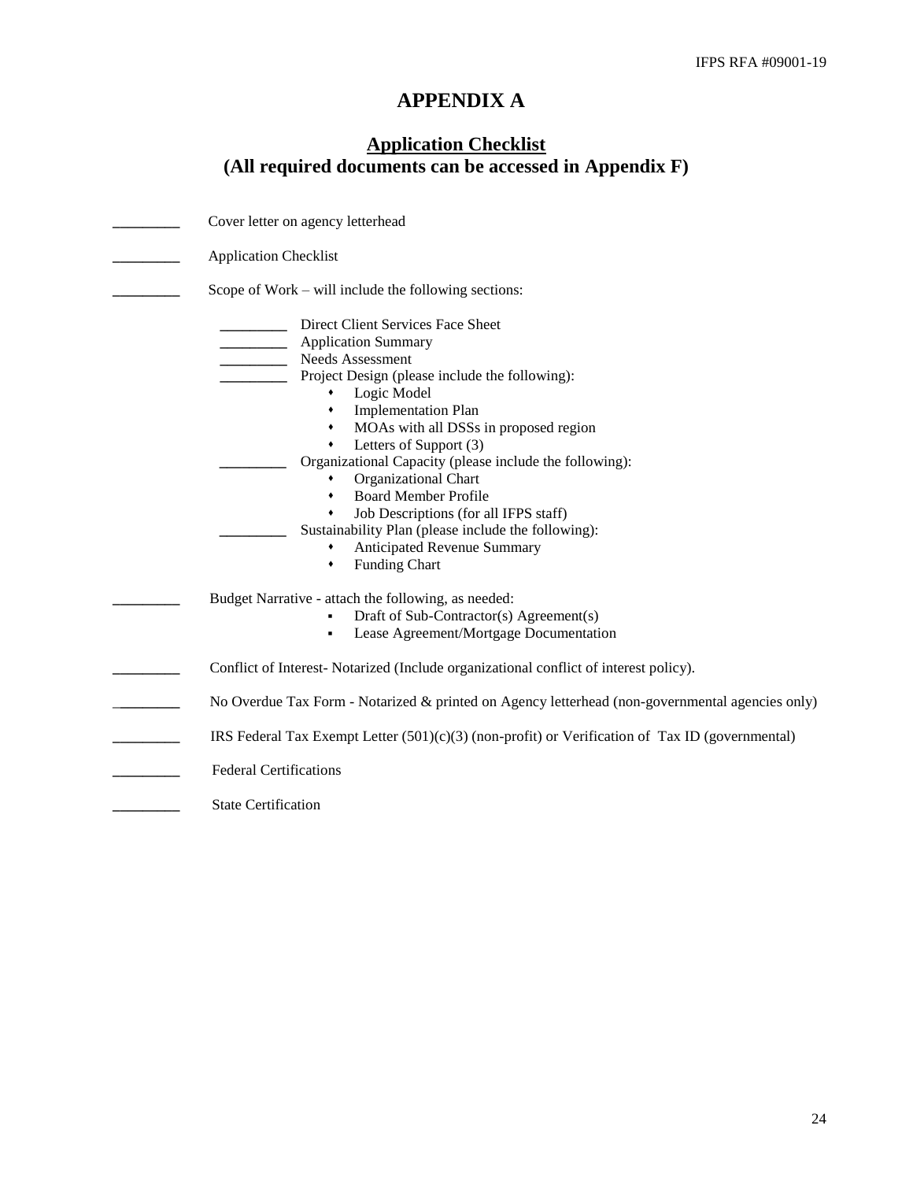# APPENDIX A

## Application Checklist
## (All required documents can be accessed in Appendix F)

________ Cover letter on agency letterhead

________ Application Checklist

________ Scope of Work – will include the following sections:

- ________ Direct Client Services Face Sheet
- ________ Application Summary
- ________ Needs Assessment
- ________ Project Design (please include the following):
  - Logic Model
  - Implementation Plan
  - MOAs with all DSSs in proposed region
  - Letters of Support (3)
- ________ Organizational Capacity (please include the following):
  - Organizational Chart
  - Board Member Profile
  - Job Descriptions (for all IFPS staff)
- ________ Sustainability Plan (please include the following):
  - Anticipated Revenue Summary
  - Funding Chart

________ Budget Narrative - attach the following, as needed:

- Draft of Sub-Contractor(s) Agreement(s)
- Lease Agreement/Mortgage Documentation

________ Conflict of Interest- Notarized (Include organizational conflict of interest policy).

________ No Overdue Tax Form - Notarized & printed on Agency letterhead (non-governmental agencies only)

________ IRS Federal Tax Exempt Letter (501)(c)(3) (non-profit) or Verification of Tax ID (governmental)

________ Federal Certifications

________ State Certification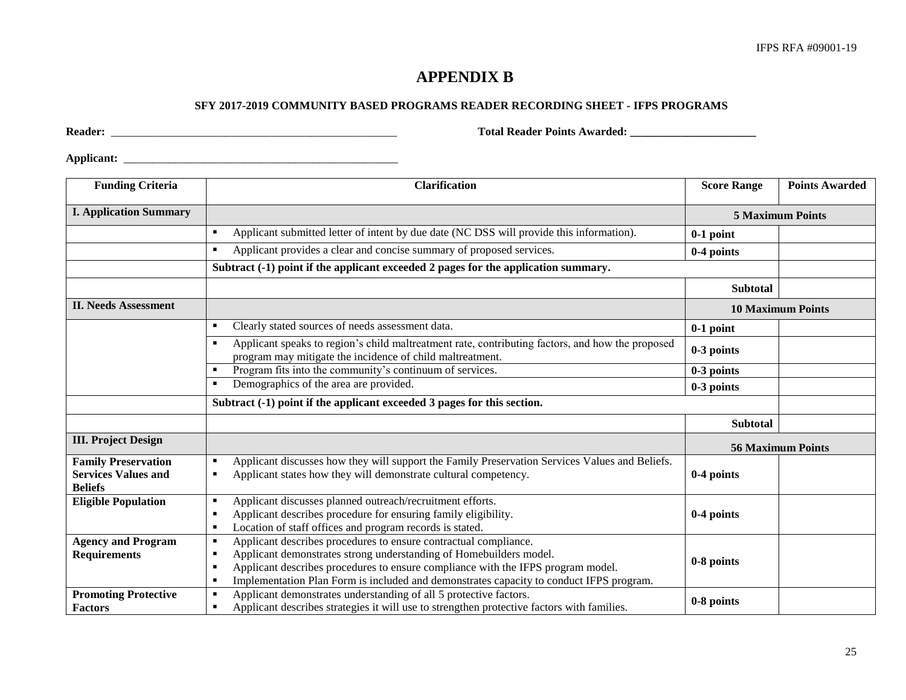# APPENDIX B

**SFY 2017-2019 COMMUNITY BASED PROGRAMS READER RECORDING SHEET - IFPS PROGRAMS**

**Reader:** ____________________________________________________ **Total Reader Points Awarded:** ______________________

**Applicant:** ___________________________________________________

| Funding Criteria | Clarification | Score Range | Points Awarded |
|---|---|---|---|
| **I. Application Summary** | | **5 Maximum Points** | |
| | ▪ Applicant submitted letter of intent by due date (NC DSS will provide this information). | **0-1 point** | |
| | ▪ Applicant provides a clear and concise summary of proposed services. | **0-4 points** | |
| | **Subtract (-1) point if the applicant exceeded 2 pages for the application summary.** | | |
| | | **Subtotal** | |
| **II. Needs Assessment** | | **10 Maximum Points** | |
| | ▪ Clearly stated sources of needs assessment data. | **0-1 point** | |
| | ▪ Applicant speaks to region's child maltreatment rate, contributing factors, and how the proposed program may mitigate the incidence of child maltreatment. | **0-3 points** | |
| | ▪ Program fits into the community's continuum of services. | **0-3 points** | |
| | ▪ Demographics of the area are provided. | **0-3 points** | |
| | **Subtract (-1) point if the applicant exceeded 3 pages for this section.** | | |
| | | **Subtotal** | |
| **III. Project Design** | | **56 Maximum Points** | |
| **Family Preservation Services Values and Beliefs** | ▪ Applicant discusses how they will support the Family Preservation Services Values and Beliefs.<br>▪ Applicant states how they will demonstrate cultural competency. | **0-4 points** | |
| **Eligible Population** | ▪ Applicant discusses planned outreach/recruitment efforts.<br>▪ Applicant describes procedure for ensuring family eligibility.<br>▪ Location of staff offices and program records is stated. | **0-4 points** | |
| **Agency and Program Requirements** | ▪ Applicant describes procedures to ensure contractual compliance.<br>▪ Applicant demonstrates strong understanding of Homebuilders model.<br>▪ Applicant describes procedures to ensure compliance with the IFPS program model.<br>▪ Implementation Plan Form is included and demonstrates capacity to conduct IFPS program. | **0-8 points** | |
| **Promoting Protective Factors** | ▪ Applicant demonstrates understanding of all 5 protective factors.<br>▪ Applicant describes strategies it will use to strengthen protective factors with families. | **0-8 points** | |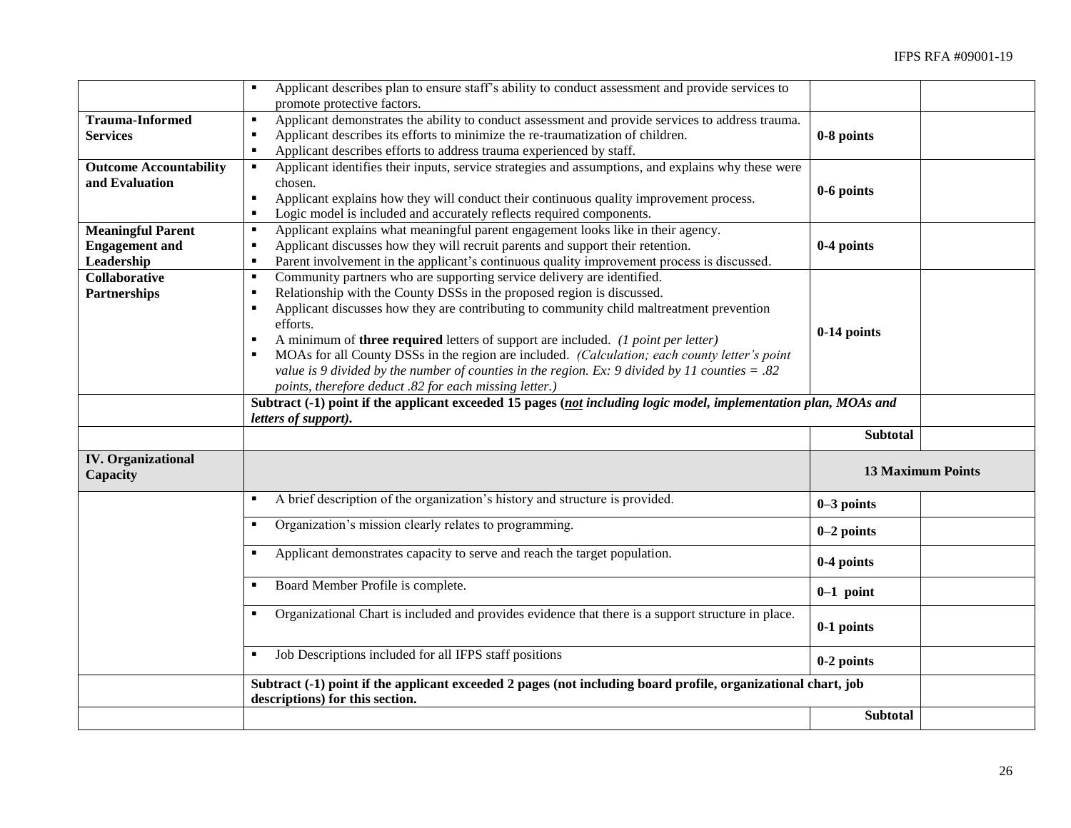| | | | |
|---|---|---|---|
| | ▪ Applicant describes plan to ensure staff's ability to conduct assessment and provide services to promote protective factors. | | |
| **Trauma-Informed Services** | ▪ Applicant demonstrates the ability to conduct assessment and provide services to address trauma.<br>▪ Applicant describes its efforts to minimize the re-traumatization of children.<br>▪ Applicant describes efforts to address trauma experienced by staff. | **0-8 points** | |
| **Outcome Accountability and Evaluation** | ▪ Applicant identifies their inputs, service strategies and assumptions, and explains why these were chosen.<br>▪ Applicant explains how they will conduct their continuous quality improvement process.<br>▪ Logic model is included and accurately reflects required components. | **0-6 points** | |
| **Meaningful Parent Engagement and Leadership** | ▪ Applicant explains what meaningful parent engagement looks like in their agency.<br>▪ Applicant discusses how they will recruit parents and support their retention.<br>▪ Parent involvement in the applicant's continuous quality improvement process is discussed. | **0-4 points** | |
| **Collaborative Partnerships** | ▪ Community partners who are supporting service delivery are identified.<br>▪ Relationship with the County DSSs in the proposed region is discussed.<br>▪ Applicant discusses how they are contributing to community child maltreatment prevention efforts.<br>▪ A minimum of **three required** letters of support are included. *(1 point per letter)*<br>▪ MOAs for all County DSSs in the region are included. *(Calculation; each county letter's point value is 9 divided by the number of counties in the region. Ex: 9 divided by 11 counties = .82 points, therefore deduct .82 for each missing letter.)* | **0-14 points** | |
| | **Subtract (-1) point if the applicant exceeded 15 pages (*not* including logic model, implementation plan, MOAs and letters of support).** | | |
| | | **Subtotal** | |
| **IV. Organizational Capacity** | | **13 Maximum Points** | |
| | ▪ A brief description of the organization's history and structure is provided. | **0–3 points** | |
| | ▪ Organization's mission clearly relates to programming. | **0–2 points** | |
| | ▪ Applicant demonstrates capacity to serve and reach the target population. | **0-4 points** | |
| | ▪ Board Member Profile is complete. | **0–1 point** | |
| | ▪ Organizational Chart is included and provides evidence that there is a support structure in place. | **0-1 points** | |
| | ▪ Job Descriptions included for all IFPS staff positions | **0-2 points** | |
| | **Subtract (-1) point if the applicant exceeded 2 pages (not including board profile, organizational chart, job descriptions) for this section.** | | |
| | | **Subtotal** | |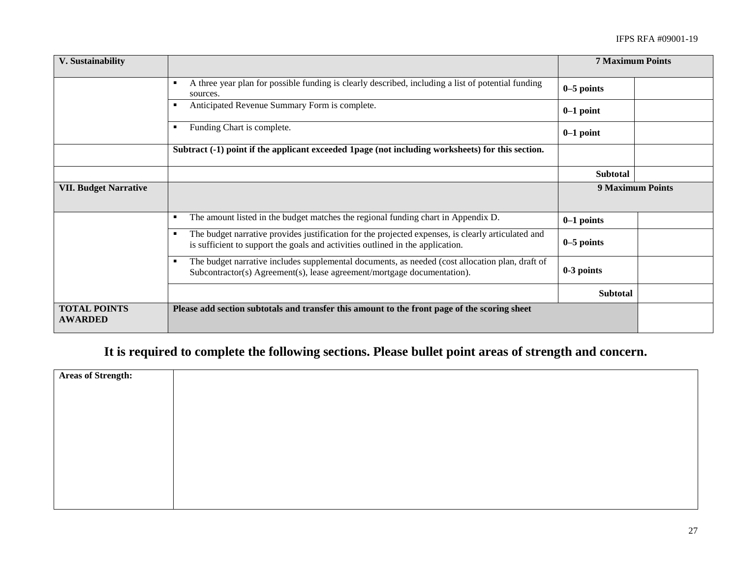| V. Sustainability | | 7 Maximum Points | |
|---|---|---|---|
| | ▪ A three year plan for possible funding is clearly described, including a list of potential funding sources. | 0–5 points | |
| | ▪ Anticipated Revenue Summary Form is complete. | 0–1 point | |
| | ▪ Funding Chart is complete. | 0–1 point | |
| | **Subtract (-1) point if the applicant exceeded 1page (not including worksheets) for this section.** | | |
| | | **Subtotal** | |
| **VII. Budget Narrative** | | **9 Maximum Points** | |
| | ▪ The amount listed in the budget matches the regional funding chart in Appendix D. | 0–1 points | |
| | ▪ The budget narrative provides justification for the projected expenses, is clearly articulated and is sufficient to support the goals and activities outlined in the application. | 0–5 points | |
| | ▪ The budget narrative includes supplemental documents, as needed (cost allocation plan, draft of Subcontractor(s) Agreement(s), lease agreement/mortgage documentation). | 0-3 points | |
| | | **Subtotal** | |
| **TOTAL POINTS AWARDED** | **Please add section subtotals and transfer this amount to the front page of the scoring sheet** | | |

## It is required to complete the following sections. Please bullet point areas of strength and concern.

| Areas of Strength: | |
|---|---|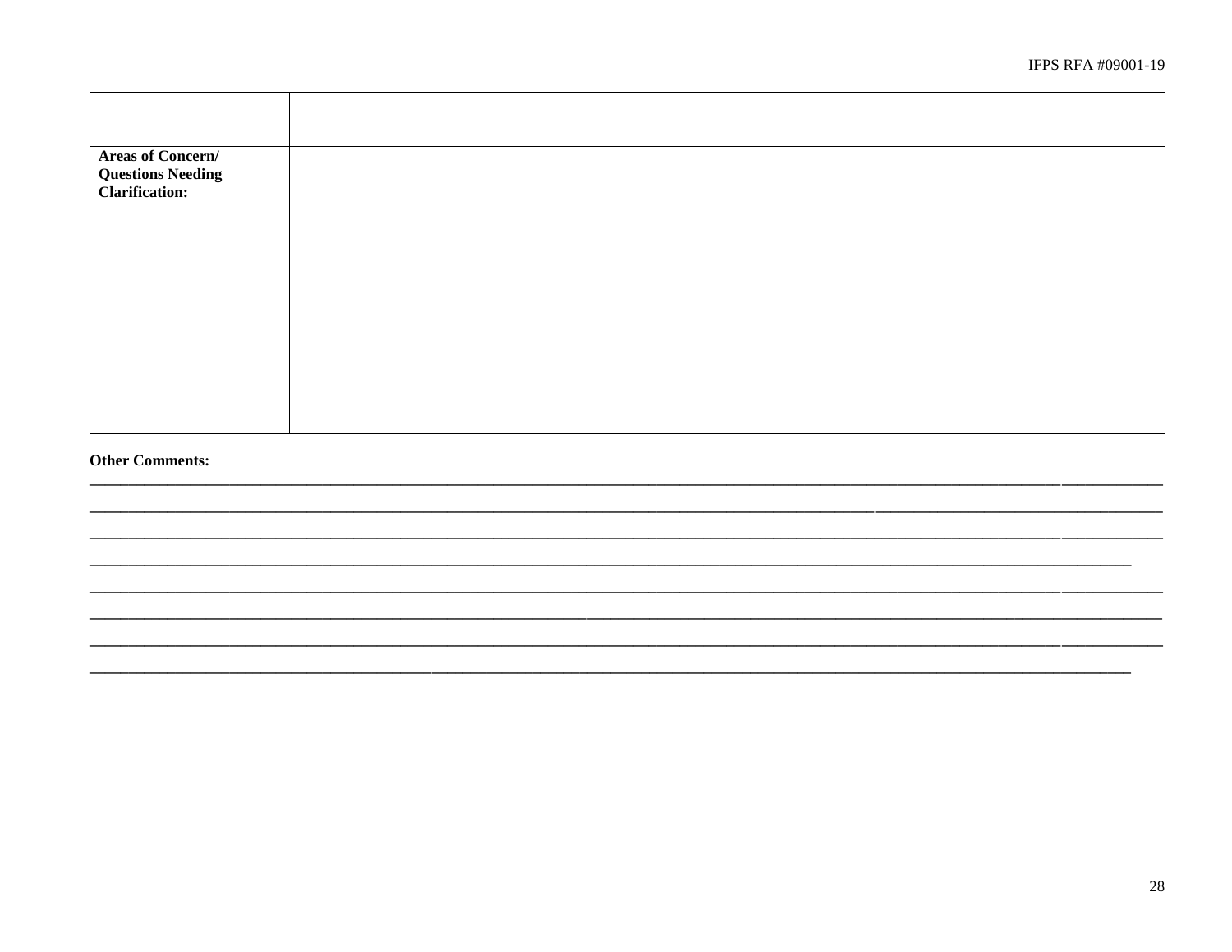| | |
|---|---|
| **Areas of Concern/ Questions Needing Clarification:** | |

**Other Comments:**

________________________________________________________________________________________________________________

________________________________________________________________________________________________________________

________________________________________________________________________________________________________________

________________________________________________________________________________________________________________

________________________________________________________________________________________________________________

________________________________________________________________________________________________________________

________________________________________________________________________________________________________________

________________________________________________________________________________________________________________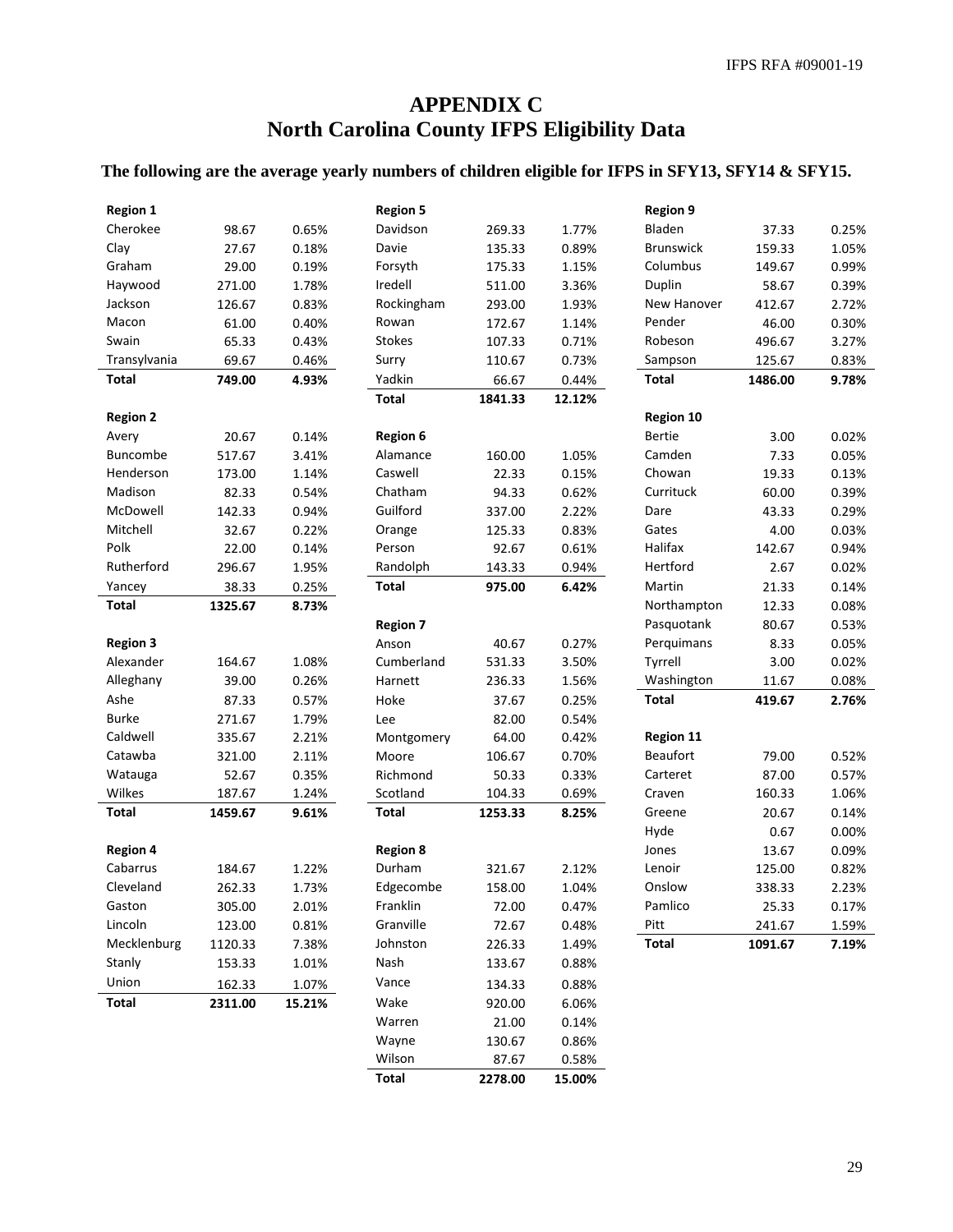# APPENDIX C
# North Carolina County IFPS Eligibility Data

**The following are the average yearly numbers of children eligible for IFPS in SFY13, SFY14 & SFY15.**

| Region 1 | | |
|---|---|---|
| Cherokee | 98.67 | 0.65% |
| Clay | 27.67 | 0.18% |
| Graham | 29.00 | 0.19% |
| Haywood | 271.00 | 1.78% |
| Jackson | 126.67 | 0.83% |
| Macon | 61.00 | 0.40% |
| Swain | 65.33 | 0.43% |
| Transylvania | 69.67 | 0.46% |
| **Total** | **749.00** | **4.93%** |

| Region 2 | | |
|---|---|---|
| Avery | 20.67 | 0.14% |
| Buncombe | 517.67 | 3.41% |
| Henderson | 173.00 | 1.14% |
| Madison | 82.33 | 0.54% |
| McDowell | 142.33 | 0.94% |
| Mitchell | 32.67 | 0.22% |
| Polk | 22.00 | 0.14% |
| Rutherford | 296.67 | 1.95% |
| Yancey | 38.33 | 0.25% |
| **Total** | **1325.67** | **8.73%** |

| Region 3 | | |
|---|---|---|
| Alexander | 164.67 | 1.08% |
| Alleghany | 39.00 | 0.26% |
| Ashe | 87.33 | 0.57% |
| Burke | 271.67 | 1.79% |
| Caldwell | 335.67 | 2.21% |
| Catawba | 321.00 | 2.11% |
| Watauga | 52.67 | 0.35% |
| Wilkes | 187.67 | 1.24% |
| **Total** | **1459.67** | **9.61%** |

| Region 4 | | |
|---|---|---|
| Cabarrus | 184.67 | 1.22% |
| Cleveland | 262.33 | 1.73% |
| Gaston | 305.00 | 2.01% |
| Lincoln | 123.00 | 0.81% |
| Mecklenburg | 1120.33 | 7.38% |
| Stanly | 153.33 | 1.01% |
| Union | 162.33 | 1.07% |
| **Total** | **2311.00** | **15.21%** |

| Region 5 | | |
|---|---|---|
| Davidson | 269.33 | 1.77% |
| Davie | 135.33 | 0.89% |
| Forsyth | 175.33 | 1.15% |
| Iredell | 511.00 | 3.36% |
| Rockingham | 293.00 | 1.93% |
| Rowan | 172.67 | 1.14% |
| Stokes | 107.33 | 0.71% |
| Surry | 110.67 | 0.73% |
| Yadkin | 66.67 | 0.44% |
| **Total** | **1841.33** | **12.12%** |

| Region 6 | | |
|---|---|---|
| Alamance | 160.00 | 1.05% |
| Caswell | 22.33 | 0.15% |
| Chatham | 94.33 | 0.62% |
| Guilford | 337.00 | 2.22% |
| Orange | 125.33 | 0.83% |
| Person | 92.67 | 0.61% |
| Randolph | 143.33 | 0.94% |
| **Total** | **975.00** | **6.42%** |

| Region 7 | | |
|---|---|---|
| Anson | 40.67 | 0.27% |
| Cumberland | 531.33 | 3.50% |
| Harnett | 236.33 | 1.56% |
| Hoke | 37.67 | 0.25% |
| Lee | 82.00 | 0.54% |
| Montgomery | 64.00 | 0.42% |
| Moore | 106.67 | 0.70% |
| Richmond | 50.33 | 0.33% |
| Scotland | 104.33 | 0.69% |
| **Total** | **1253.33** | **8.25%** |

| Region 8 | | |
|---|---|---|
| Durham | 321.67 | 2.12% |
| Edgecombe | 158.00 | 1.04% |
| Franklin | 72.00 | 0.47% |
| Granville | 72.67 | 0.48% |
| Johnston | 226.33 | 1.49% |
| Nash | 133.67 | 0.88% |
| Vance | 134.33 | 0.88% |
| Wake | 920.00 | 6.06% |
| Warren | 21.00 | 0.14% |
| Wayne | 130.67 | 0.86% |
| Wilson | 87.67 | 0.58% |
| **Total** | **2278.00** | **15.00%** |

| Region 9 | | |
|---|---|---|
| Bladen | 37.33 | 0.25% |
| Brunswick | 159.33 | 1.05% |
| Columbus | 149.67 | 0.99% |
| Duplin | 58.67 | 0.39% |
| New Hanover | 412.67 | 2.72% |
| Pender | 46.00 | 0.30% |
| Robeson | 496.67 | 3.27% |
| Sampson | 125.67 | 0.83% |
| **Total** | **1486.00** | **9.78%** |

| Region 10 | | |
|---|---|---|
| Bertie | 3.00 | 0.02% |
| Camden | 7.33 | 0.05% |
| Chowan | 19.33 | 0.13% |
| Currituck | 60.00 | 0.39% |
| Dare | 43.33 | 0.29% |
| Gates | 4.00 | 0.03% |
| Halifax | 142.67 | 0.94% |
| Hertford | 2.67 | 0.02% |
| Martin | 21.33 | 0.14% |
| Northampton | 12.33 | 0.08% |
| Pasquotank | 80.67 | 0.53% |
| Perquimans | 8.33 | 0.05% |
| Tyrrell | 3.00 | 0.02% |
| Washington | 11.67 | 0.08% |
| **Total** | **419.67** | **2.76%** |

| Region 11 | | |
|---|---|---|
| Beaufort | 79.00 | 0.52% |
| Carteret | 87.00 | 0.57% |
| Craven | 160.33 | 1.06% |
| Greene | 20.67 | 0.14% |
| Hyde | 0.67 | 0.00% |
| Jones | 13.67 | 0.09% |
| Lenoir | 125.00 | 0.82% |
| Onslow | 338.33 | 2.23% |
| Pamlico | 25.33 | 0.17% |
| Pitt | 241.67 | 1.59% |
| **Total** | **1091.67** | **7.19%** |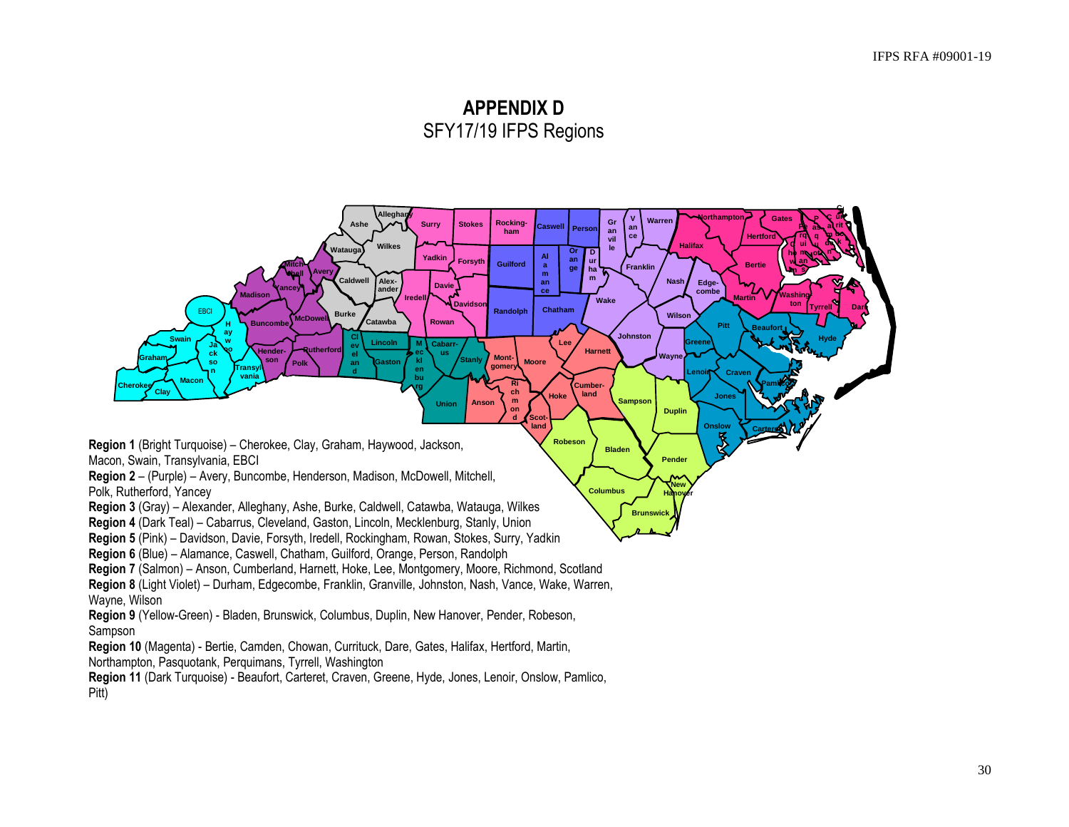# APPENDIX D

## SFY17/19 IFPS Regions

**Region 1** (Bright Turquoise) – Cherokee, Clay, Graham, Haywood, Jackson, Macon, Swain, Transylvania, EBCI

**Region 2** – (Purple) – Avery, Buncombe, Henderson, Madison, McDowell, Mitchell, Polk, Rutherford, Yancey

**Region 3** (Gray) – Alexander, Alleghany, Ashe, Burke, Caldwell, Catawba, Watauga, Wilkes

**Region 4** (Dark Teal) – Cabarrus, Cleveland, Gaston, Lincoln, Mecklenburg, Stanly, Union

**Region 5** (Pink) – Davidson, Davie, Forsyth, Iredell, Rockingham, Rowan, Stokes, Surry, Yadkin

**Region 6** (Blue) – Alamance, Caswell, Chatham, Guilford, Orange, Person, Randolph

**Region 7** (Salmon) – Anson, Cumberland, Harnett, Hoke, Lee, Montgomery, Moore, Richmond, Scotland

**Region 8** (Light Violet) – Durham, Edgecombe, Franklin, Granville, Johnston, Nash, Vance, Wake, Warren, Wayne, Wilson

**Region 9** (Yellow-Green) - Bladen, Brunswick, Columbus, Duplin, New Hanover, Pender, Robeson, Sampson

**Region 10** (Magenta) - Bertie, Camden, Chowan, Currituck, Dare, Gates, Halifax, Hertford, Martin, Northampton, Pasquotank, Perquimans, Tyrrell, Washington

**Region 11** (Dark Turquoise) - Beaufort, Carteret, Craven, Greene, Hyde, Jones, Lenoir, Onslow, Pamlico, Pitt)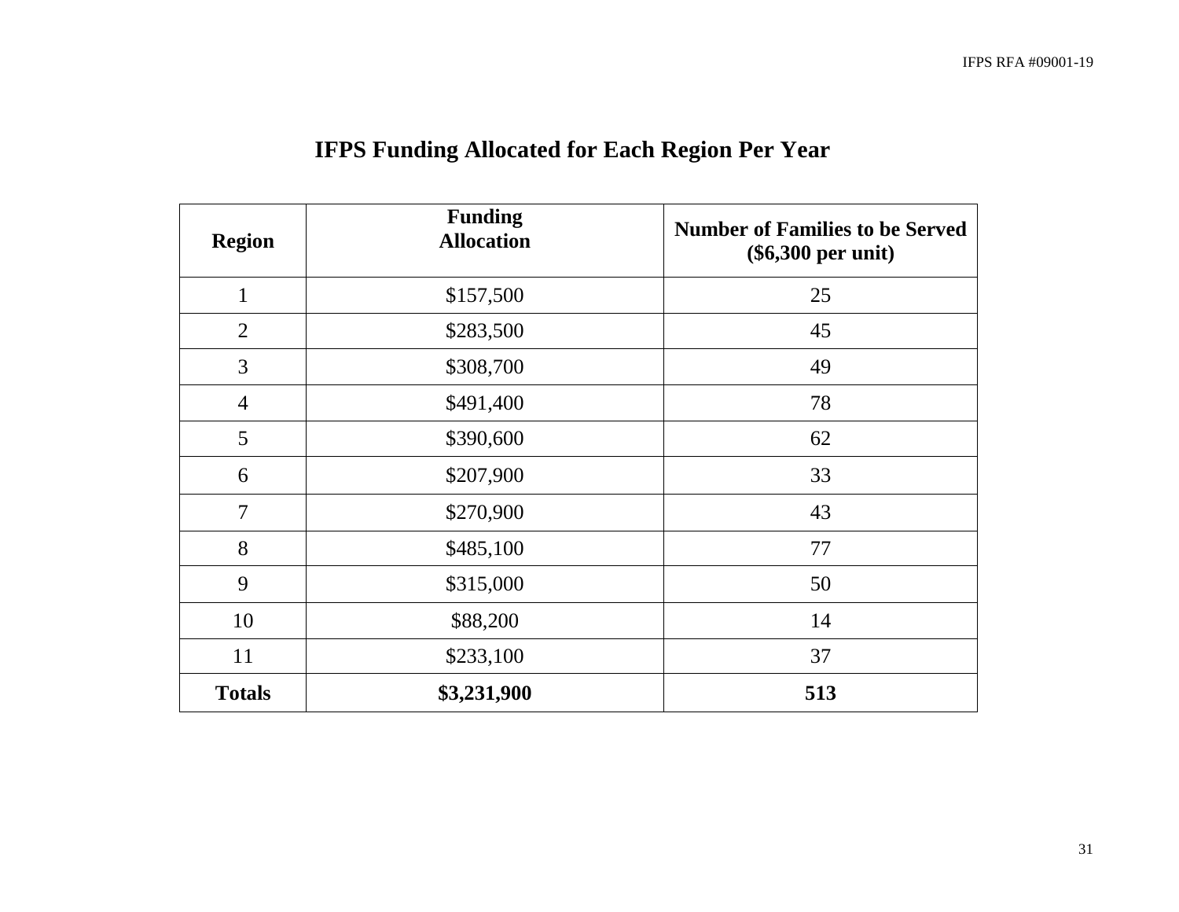# IFPS Funding Allocated for Each Region Per Year

| Region | Funding Allocation | Number of Families to be Served ($6,300 per unit) |
|---|---|---|
| 1 | $157,500 | 25 |
| 2 | $283,500 | 45 |
| 3 | $308,700 | 49 |
| 4 | $491,400 | 78 |
| 5 | $390,600 | 62 |
| 6 | $207,900 | 33 |
| 7 | $270,900 | 43 |
| 8 | $485,100 | 77 |
| 9 | $315,000 | 50 |
| 10 | $88,200 | 14 |
| 11 | $233,100 | 37 |
| **Totals** | **$3,231,900** | **513** |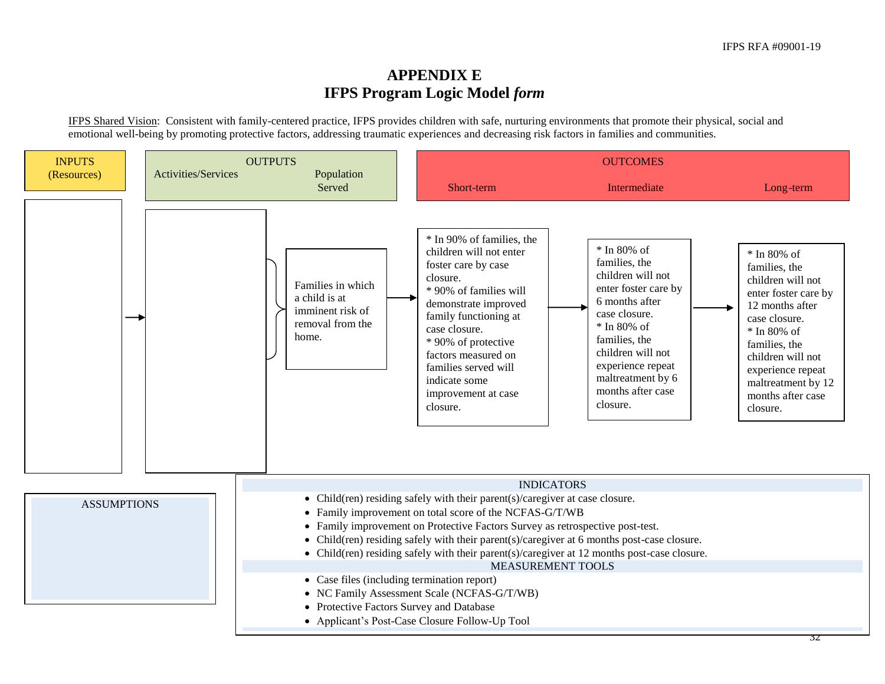# APPENDIX E
# IFPS Program Logic Model *form*

IFPS Shared Vision: Consistent with family-centered practice, IFPS provides children with safe, nurturing environments that promote their physical, social and emotional well-being by promoting protective factors, addressing traumatic experiences and decreasing risk factors in families and communities.

| INPUTS (Resources) | OUTPUTS | | OUTCOMES | | |
|---|---|---|---|---|---|
| | Activities/Services | Population Served | Short-term | Intermediate | Long-term |
| | | Families in which a child is at imminent risk of removal from the home. | * In 90% of families, the children will not enter foster care by case closure.<br>* 90% of families will demonstrate improved family functioning at case closure.<br>* 90% of protective factors measured on families served will indicate some improvement at case closure. | * In 80% of families, the children will not enter foster care by 6 months after case closure.<br>* In 80% of families, the children will not experience repeat maltreatment by 6 months after case closure. | * In 80% of families, the children will not enter foster care by 12 months after case closure.<br>* In 80% of families, the children will not experience repeat maltreatment by 12 months after case closure. |

**ASSUMPTIONS**

**INDICATORS**

- Child(ren) residing safely with their parent(s)/caregiver at case closure.
- Family improvement on total score of the NCFAS-G/T/WB
- Family improvement on Protective Factors Survey as retrospective post-test.
- Child(ren) residing safely with their parent(s)/caregiver at 6 months post-case closure.
- Child(ren) residing safely with their parent(s)/caregiver at 12 months post-case closure.

**MEASUREMENT TOOLS**

- Case files (including termination report)
- NC Family Assessment Scale (NCFAS-G/T/WB)
- Protective Factors Survey and Database
- Applicant's Post-Case Closure Follow-Up Tool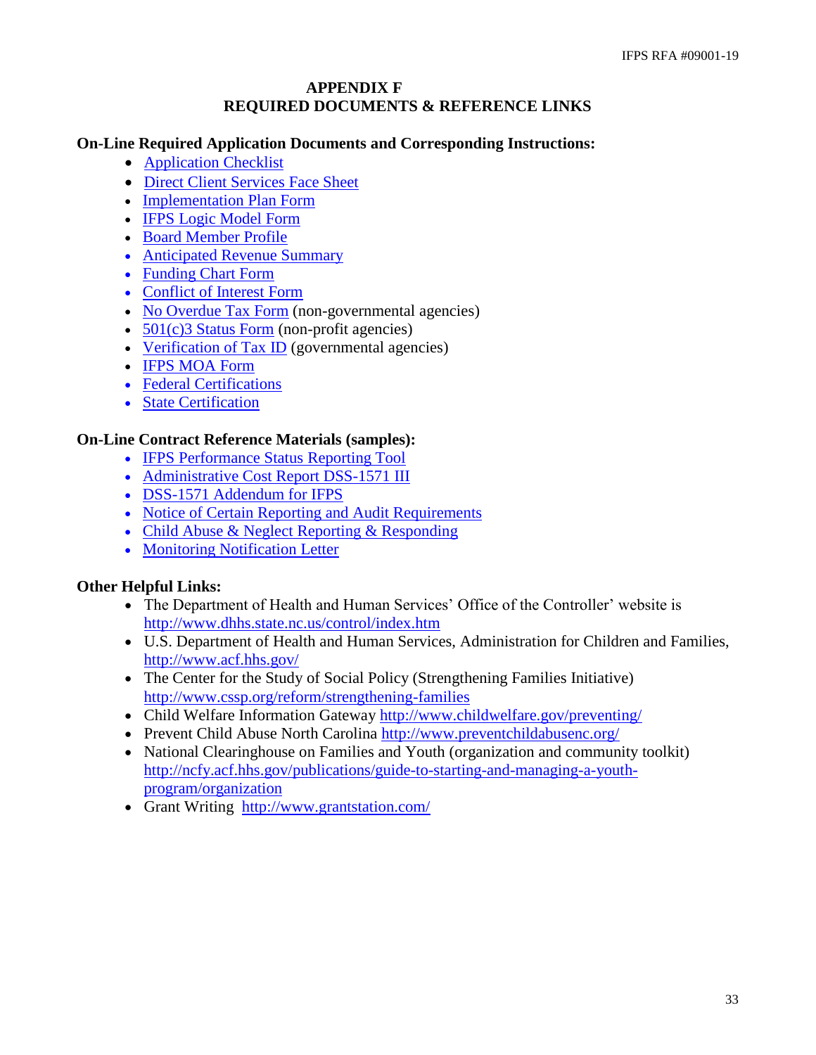# APPENDIX F
# REQUIRED DOCUMENTS & REFERENCE LINKS

**On-Line Required Application Documents and Corresponding Instructions:**

- Application Checklist
- Direct Client Services Face Sheet
- Implementation Plan Form
- IFPS Logic Model Form
- Board Member Profile
- Anticipated Revenue Summary
- Funding Chart Form
- Conflict of Interest Form
- No Overdue Tax Form (non-governmental agencies)
- 501(c)3 Status Form (non-profit agencies)
- Verification of Tax ID (governmental agencies)
- IFPS MOA Form
- Federal Certifications
- State Certification

**On-Line Contract Reference Materials (samples):**

- IFPS Performance Status Reporting Tool
- Administrative Cost Report DSS-1571 III
- DSS-1571 Addendum for IFPS
- Notice of Certain Reporting and Audit Requirements
- Child Abuse & Neglect Reporting & Responding
- Monitoring Notification Letter

**Other Helpful Links:**

- The Department of Health and Human Services' Office of the Controller' website is http://www.dhhs.state.nc.us/control/index.htm
- U.S. Department of Health and Human Services, Administration for Children and Families, http://www.acf.hhs.gov/
- The Center for the Study of Social Policy (Strengthening Families Initiative) http://www.cssp.org/reform/strengthening-families
- Child Welfare Information Gateway http://www.childwelfare.gov/preventing/
- Prevent Child Abuse North Carolina http://www.preventchildabusenc.org/
- National Clearinghouse on Families and Youth (organization and community toolkit) http://ncfy.acf.hhs.gov/publications/guide-to-starting-and-managing-a-youth-program/organization
- Grant Writing http://www.grantstation.com/